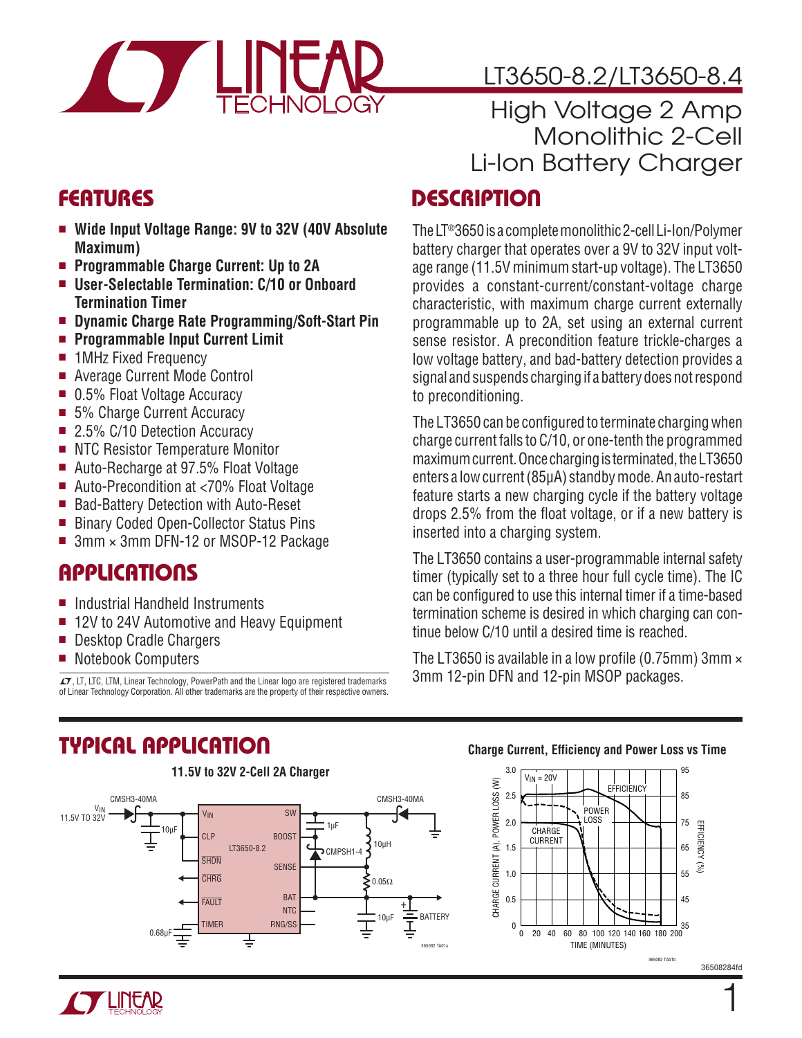# LT3650-8.2/LT3650-8.4

## High Voltage 2 Amp Monolithic 2-Cell Li-Ion Battery Charger

## FEATURES

- **Wide Input Voltage Range: 9V to 32V (40V Absolute Maximum)**
- **Programmable Charge Current: Up to 2A**
- **User-Selectable Termination: C/10 or Onboard Termination Timer**
- **Dynamic Charge Rate Programming/Soft-Start Pin**
- **Programmable Input Current Limit**
- 1MHz Fixed Frequency
- Average Current Mode Control
- 0.5% Float Voltage Accuracy
- 5% Charge Current Accuracy
- 2.5% C/10 Detection Accuracy
- NTC Resistor Temperature Monitor
- Auto-Recharge at 97.5% Float Voltage
- Auto-Precondition at <70% Float Voltage
- Bad-Battery Detection with Auto-Reset
- Binary Coded Open-Collector Status Pins
- 3mm × 3mm DFN-12 or MSOP-12 Package

## APPLICATIONS

- Industrial Handheld Instruments
- 12V to 24V Automotive and Heavy Equipment
- Desktop Cradle Chargers
- Notebook Computers

LT, LTC, LTM, Linear Technology, PowerPath and the Linear logo are registered trademarks of Linear Technology Corporation. All other trademarks are the property of their respective owners.

## DESCRIPTION

The LT®3650 is a complete monolithic 2-cell Li-Ion/Polymer battery charger that operates over a 9V to 32V input voltage range (11.5V minimum start-up voltage). The LT3650 provides a constant-current/constant-voltage charge characteristic, with maximum charge current externally programmable up to 2A, set using an external current sense resistor. A precondition feature trickle-charges a low voltage battery, and bad-battery detection provides a signal and suspends charging if a battery does not respond to preconditioning.

The LT3650 can be configured to terminate charging when charge current falls to C/10, or one-tenth the programmed maximum current. Once charging is terminated, the LT3650 enters a low current (85µA) standby mode. An auto-restart feature starts a new charging cycle if the battery voltage drops 2.5% from the float voltage, or if a new battery is inserted into a charging system.

The LT3650 contains a user-programmable internal safety timer (typically set to a three hour full cycle time). The IC can be configured to use this internal timer if a time-based termination scheme is desired in which charging can continue below C/10 until a desired time is reached.

The LT3650 is available in a low profile (0.75mm) 3mm × 3mm 12-pin DFN and 12-pin MSOP packages.

## TYPICAL APPLICATION

**11.5V to 32V 2-Cell 2A Charger**

**Charge Current, Efficiency and Power Loss vs Time**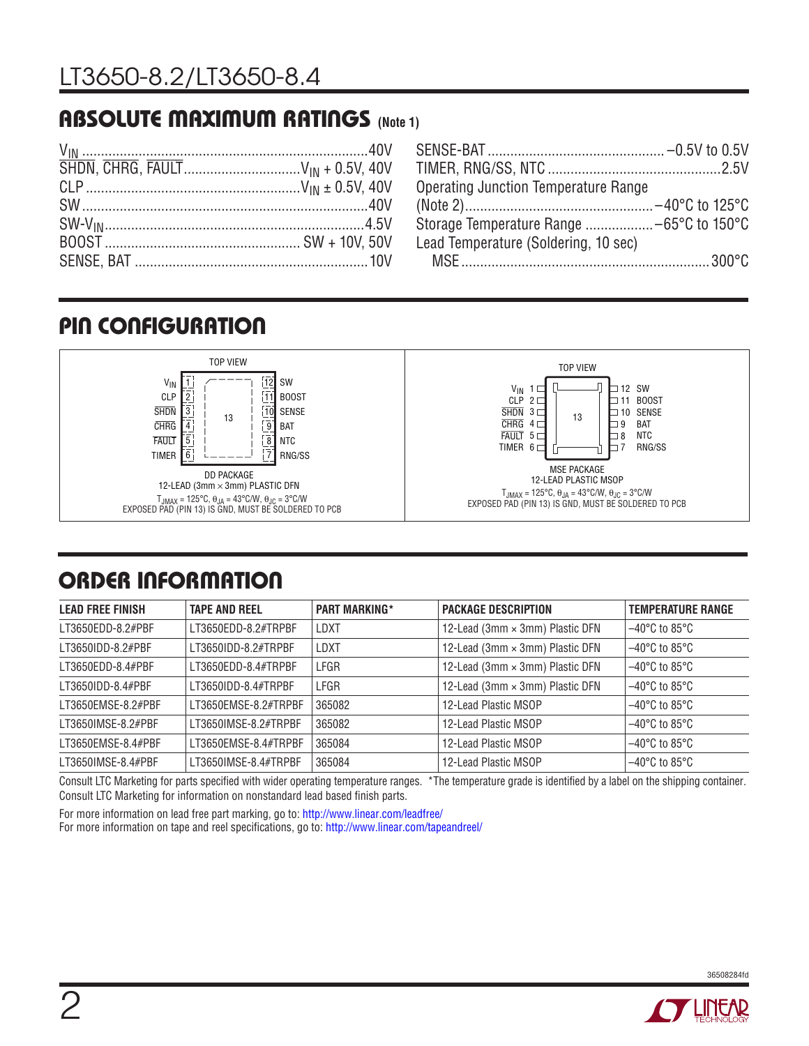## ABSOLUTE MAXIMUM RATINGS (Note 1)

$V_{IN}$ .......................................................................40V
$\overline{SHDN}$, $\overline{CHRG}$, $\overline{FAULT}$ ............................... $V_{IN}$ + 0.5V, 40V
CLP ...................................................... $V_{IN}$ ± 0.5V, 40V
SW ...........................................................................40V
SW-$V_{IN}$ .................................................................4.5V
BOOST ................................................... SW + 10V, 50V
SENSE, BAT ............................................................. 10V
SENSE-BAT ............................................... –0.5V to 0.5V
TIMER, RNG/SS, NTC .............................................2.5V
Operating Junction Temperature Range
(Note 2)................................................. –40°C to 125°C
Storage Temperature Range .................. –65°C to 150°C
Lead Temperature (Soldering, 10 sec)
MSE ................................................................. 300°C

## PIN CONFIGURATION

**DD PACKAGE** (TOP VIEW)
12-LEAD (3mm × 3mm) PLASTIC DFN
$T_{JMAX}$ = 125°C, $\theta_{JA}$ = 43°C/W, $\theta_{JC}$ = 3°C/W
EXPOSED PAD (PIN 13) IS GND, MUST BE SOLDERED TO PCB

**MSE PACKAGE** (TOP VIEW)
12-LEAD PLASTIC MSOP
$T_{JMAX}$ = 125°C, $\theta_{JA}$ = 43°C/W, $\theta_{JC}$ = 3°C/W
EXPOSED PAD (PIN 13) IS GND, MUST BE SOLDERED TO PCB

| Pin | Name | Pin | Name |
|---|---|---|---|
| 1 | $V_{IN}$ | 12 | SW |
| 2 | CLP | 11 | BOOST |
| 3 | $\overline{SHDN}$ | 10 | SENSE |
| 4 | $\overline{CHRG}$ | 9 | BAT |
| 5 | $\overline{FAULT}$ | 8 | NTC |
| 6 | TIMER | 7 | RNG/SS |
| 13 | Exposed Pad (GND) | | |

## ORDER INFORMATION

| LEAD FREE FINISH | TAPE AND REEL | PART MARKING* | PACKAGE DESCRIPTION | TEMPERATURE RANGE |
|---|---|---|---|---|
| LT3650EDD-8.2#PBF | LT3650EDD-8.2#TRPBF | LDXT | 12-Lead (3mm × 3mm) Plastic DFN | –40°C to 85°C |
| LT3650IDD-8.2#PBF | LT3650IDD-8.2#TRPBF | LDXT | 12-Lead (3mm × 3mm) Plastic DFN | –40°C to 85°C |
| LT3650EDD-8.4#PBF | LT3650EDD-8.4#TRPBF | LFGR | 12-Lead (3mm × 3mm) Plastic DFN | –40°C to 85°C |
| LT3650IDD-8.4#PBF | LT3650IDD-8.4#TRPBF | LFGR | 12-Lead (3mm × 3mm) Plastic DFN | –40°C to 85°C |
| LT3650EMSE-8.2#PBF | LT3650EMSE-8.2#TRPBF | 365082 | 12-Lead Plastic MSOP | –40°C to 85°C |
| LT3650IMSE-8.2#PBF | LT3650IMSE-8.2#TRPBF | 365082 | 12-Lead Plastic MSOP | –40°C to 85°C |
| LT3650EMSE-8.4#PBF | LT3650EMSE-8.4#TRPBF | 365084 | 12-Lead Plastic MSOP | –40°C to 85°C |
| LT3650IMSE-8.4#PBF | LT3650IMSE-8.4#TRPBF | 365084 | 12-Lead Plastic MSOP | –40°C to 85°C |

Consult LTC Marketing for parts specified with wider operating temperature ranges. *The temperature grade is identified by a label on the shipping container.
Consult LTC Marketing for information on nonstandard lead based finish parts.

For more information on lead free part marking, go to: http://www.linear.com/leadfree/
For more information on tape and reel specifications, go to: http://www.linear.com/tapeandreel/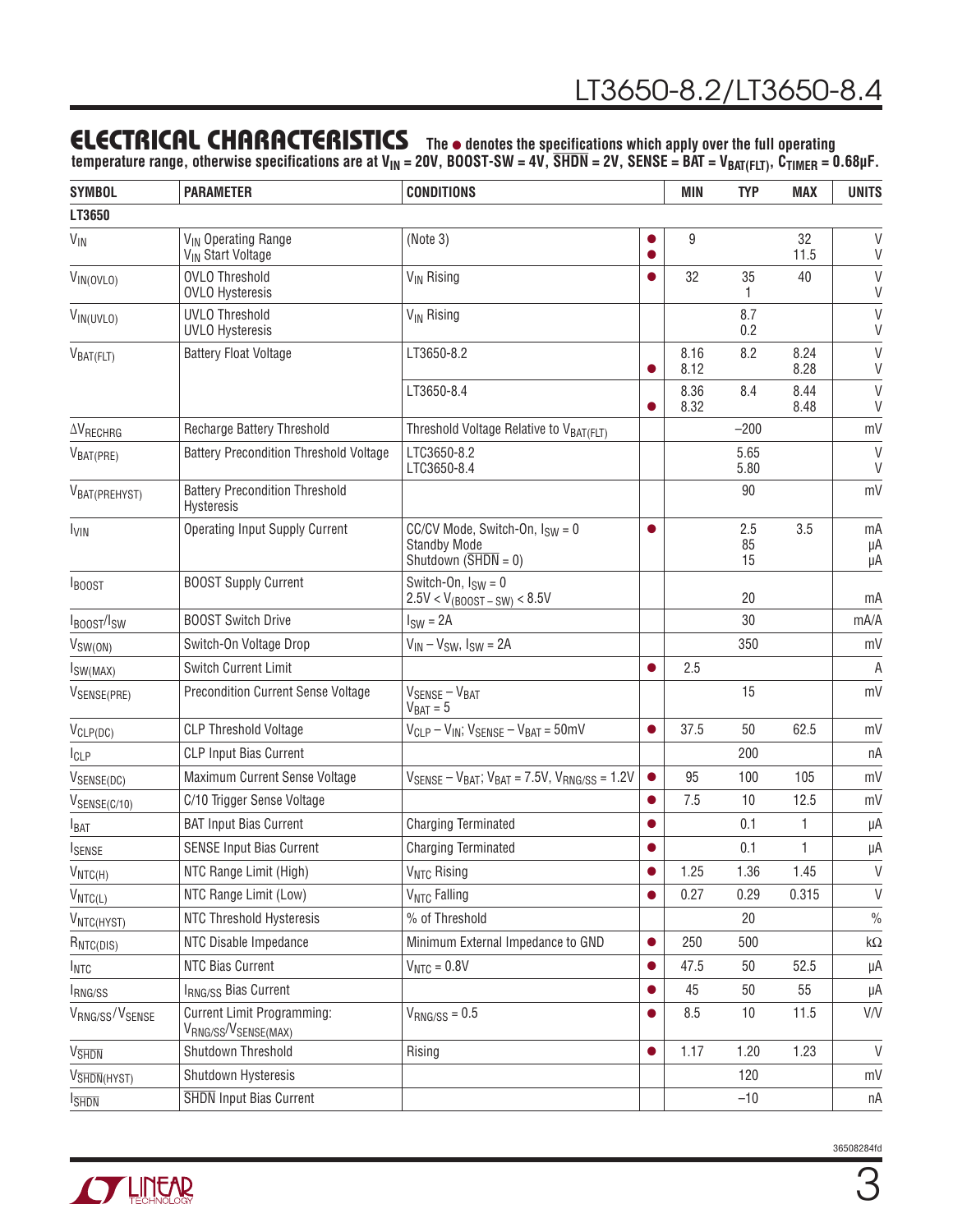## ELECTRICAL CHARACTERISTICS

**The ● denotes the specifications which apply over the full operating temperature range, otherwise specifications are at $V_{IN}$ = 20V, BOOST-SW = 4V, $\overline{SHDN}$ = 2V, SENSE = BAT = $V_{BAT(FLT)}$, $C_{TIMER}$ = 0.68µF.**

| SYMBOL | PARAMETER | CONDITIONS | | MIN | TYP | MAX | UNITS |
|---|---|---|---|---|---|---|---|
| **LT3650** | | | | | | | |
| $V_{IN}$ | $V_{IN}$ Operating Range<br>$V_{IN}$ Start Voltage | (Note 3) | ●<br>● | 9 | | 32<br>11.5 | V<br>V |
| $V_{IN(OVLO)}$ | OVLO Threshold<br>OVLO Hysteresis | $V_{IN}$ Rising | ● | 32 | 35<br>1 | 40 | V<br>V |
| $V_{IN(UVLO)}$ | UVLO Threshold<br>UVLO Hysteresis | $V_{IN}$ Rising | | | 8.7<br>0.2 | | V<br>V |
| $V_{BAT(FLT)}$ | Battery Float Voltage | LT3650-8.2 | <br>● | 8.16<br>8.12 | 8.2 | 8.24<br>8.28 | V<br>V |
| | | LT3650-8.4 | <br>● | 8.36<br>8.32 | 8.4 | 8.44<br>8.48 | V<br>V |
| $\Delta V_{RECHRG}$ | Recharge Battery Threshold | Threshold Voltage Relative to $V_{BAT(FLT)}$ | | | –200 | | mV |
| $V_{BAT(PRE)}$ | Battery Precondition Threshold Voltage | LTC3650-8.2<br>LTC3650-8.4 | | | 5.65<br>5.80 | | V<br>V |
| $V_{BAT(PREHYST)}$ | Battery Precondition Threshold Hysteresis | | | | 90 | | mV |
| $I_{VIN}$ | Operating Input Supply Current | CC/CV Mode, Switch-On, $I_{SW}$ = 0<br>Standby Mode<br>Shutdown ($\overline{SHDN}$ = 0) | ● | | 2.5<br>85<br>15 | 3.5 | mA<br>µA<br>µA |
| $I_{BOOST}$ | BOOST Supply Current | Switch-On, $I_{SW}$ = 0<br>2.5V < $V_{(BOOST-SW)}$ < 8.5V | | | 20 | | mA |
| $I_{BOOST}/I_{SW}$ | BOOST Switch Drive | $I_{SW}$ = 2A | | | 30 | | mA/A |
| $V_{SW(ON)}$ | Switch-On Voltage Drop | $V_{IN} - V_{SW}$, $I_{SW}$ = 2A | | | 350 | | mV |
| $I_{SW(MAX)}$ | Switch Current Limit | | ● | 2.5 | | | A |
| $V_{SENSE(PRE)}$ | Precondition Current Sense Voltage | $V_{SENSE} - V_{BAT}$<br>$V_{BAT}$ = 5 | | | 15 | | mV |
| $V_{CLP(DC)}$ | CLP Threshold Voltage | $V_{CLP} - V_{IN}$; $V_{SENSE} - V_{BAT}$ = 50mV | ● | 37.5 | 50 | 62.5 | mV |
| $I_{CLP}$ | CLP Input Bias Current | | | | 200 | | nA |
| $V_{SENSE(DC)}$ | Maximum Current Sense Voltage | $V_{SENSE} - V_{BAT}$; $V_{BAT}$ = 7.5V, $V_{RNG/SS}$ = 1.2V | ● | 95 | 100 | 105 | mV |
| $V_{SENSE(C/10)}$ | C/10 Trigger Sense Voltage | | ● | 7.5 | 10 | 12.5 | mV |
| $I_{BAT}$ | BAT Input Bias Current | Charging Terminated | ● | | 0.1 | 1 | µA |
| $I_{SENSE}$ | SENSE Input Bias Current | Charging Terminated | ● | | 0.1 | 1 | µA |
| $V_{NTC(H)}$ | NTC Range Limit (High) | $V_{NTC}$ Rising | ● | 1.25 | 1.36 | 1.45 | V |
| $V_{NTC(L)}$ | NTC Range Limit (Low) | $V_{NTC}$ Falling | ● | 0.27 | 0.29 | 0.315 | V |
| $V_{NTC(HYST)}$ | NTC Threshold Hysteresis | % of Threshold | | | 20 | | % |
| $R_{NTC(DIS)}$ | NTC Disable Impedance | Minimum External Impedance to GND | ● | 250 | 500 | | kΩ |
| $I_{NTC}$ | NTC Bias Current | $V_{NTC}$ = 0.8V | ● | 47.5 | 50 | 52.5 | µA |
| $I_{RNG/SS}$ | $I_{RNG/SS}$ Bias Current | | ● | 45 | 50 | 55 | µA |
| $V_{RNG/SS}/V_{SENSE}$ | Current Limit Programming: $V_{RNG/SS}/V_{SENSE(MAX)}$ | $V_{RNG/SS}$ = 0.5 | ● | 8.5 | 10 | 11.5 | V/V |
| $V_{\overline{SHDN}}$ | Shutdown Threshold | Rising | ● | 1.17 | 1.20 | 1.23 | V |
| $V_{\overline{SHDN}(HYST)}$ | Shutdown Hysteresis | | | | 120 | | mV |
| $I_{\overline{SHDN}}$ | $\overline{SHDN}$ Input Bias Current | | | | –10 | | nA |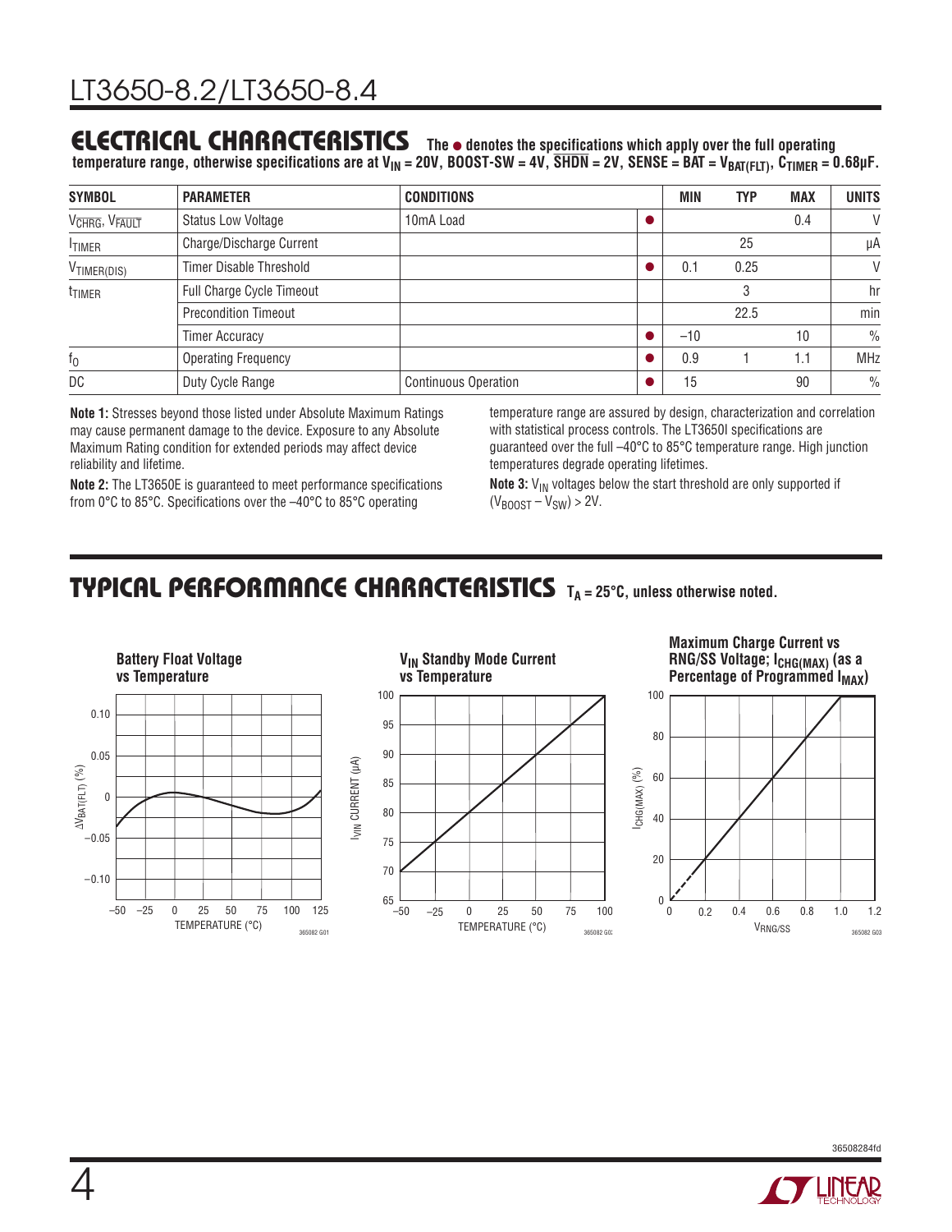## ELECTRICAL CHARACTERISTICS

**The ● denotes the specifications which apply over the full operating temperature range, otherwise specifications are at $V_{IN}$ = 20V, BOOST-SW = 4V, $\overline{SHDN}$ = 2V, SENSE = BAT = $V_{BAT(FLT)}$, $C_{TIMER}$ = 0.68µF.**

| SYMBOL | PARAMETER | CONDITIONS | | MIN | TYP | MAX | UNITS |
|---|---|---|---|---|---|---|---|
| $V_{\overline{CHRG}}$, $V_{\overline{FAULT}}$ | Status Low Voltage | 10mA Load | ● | | | 0.4 | V |
| $I_{TIMER}$ | Charge/Discharge Current | | | | 25 | | µA |
| $V_{TIMER(DIS)}$ | Timer Disable Threshold | | ● | 0.1 | 0.25 | | V |
| $t_{TIMER}$ | Full Charge Cycle Timeout | | | | 3 | | hr |
| | Precondition Timeout | | | | 22.5 | | min |
| | Timer Accuracy | | ● | –10 | | 10 | % |
| $f_0$ | Operating Frequency | | ● | 0.9 | 1 | 1.1 | MHz |
| DC | Duty Cycle Range | Continuous Operation | ● | 15 | | 90 | % |

**Note 1:** Stresses beyond those listed under Absolute Maximum Ratings may cause permanent damage to the device. Exposure to any Absolute Maximum Rating condition for extended periods may affect device reliability and lifetime.

**Note 2:** The LT3650E is guaranteed to meet performance specifications from 0°C to 85°C. Specifications over the –40°C to 85°C operating temperature range are assured by design, characterization and correlation with statistical process controls. The LT3650I specifications are guaranteed over the full –40°C to 85°C temperature range. High junction temperatures degrade operating lifetimes.

**Note 3:** $V_{IN}$ voltages below the start threshold are only supported if $(V_{BOOST} – V_{SW}) > 2V$.

## TYPICAL PERFORMANCE CHARACTERISTICS

**$T_A$ = 25°C, unless otherwise noted.**

**Battery Float Voltage vs Temperature**

**$V_{IN}$ Standby Mode Current vs Temperature**

**Maximum Charge Current vs RNG/SS Voltage; $I_{CHG(MAX)}$ (as a Percentage of Programmed $I_{MAX}$)**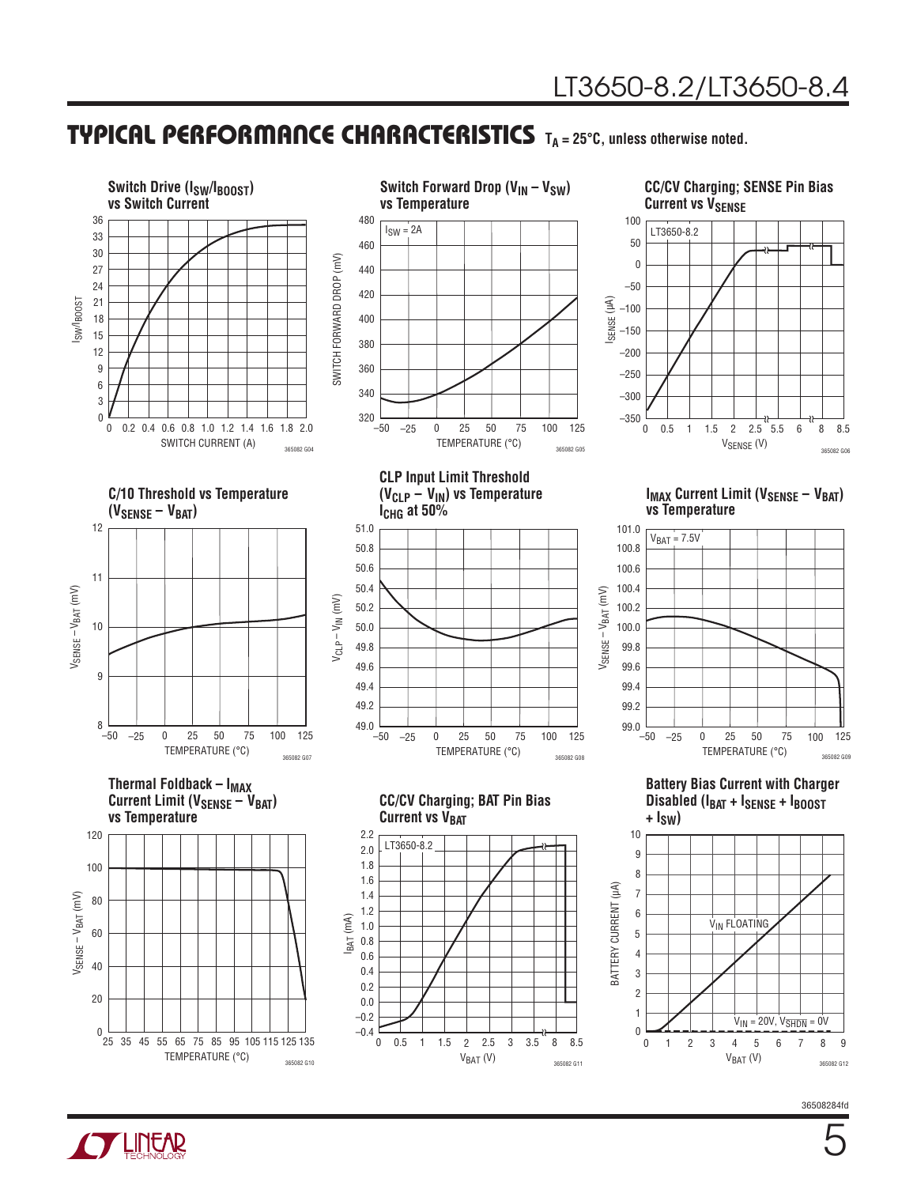## TYPICAL PERFORMANCE CHARACTERISTICS $T_A$ = 25°C, unless otherwise noted.

**Switch Drive ($I_{SW}/I_{BOOST}$) vs Switch Current**

**Switch Forward Drop ($V_{IN} - V_{SW}$) vs Temperature**

**CC/CV Charging; SENSE Pin Bias Current vs $V_{SENSE}$**

**C/10 Threshold vs Temperature ($V_{SENSE} - V_{BAT}$)**

**CLP Input Limit Threshold ($V_{CLP} - V_{IN}$) vs Temperature $I_{CHG}$ at 50%**

**$I_{MAX}$ Current Limit ($V_{SENSE} - V_{BAT}$) vs Temperature**

**Thermal Foldback – $I_{MAX}$ Current Limit ($V_{SENSE} - V_{BAT}$) vs Temperature**

**CC/CV Charging; BAT Pin Bias Current vs $V_{BAT}$**

**Battery Bias Current with Charger Disabled ($I_{BAT} + I_{SENSE} + I_{BOOST} + I_{SW}$)**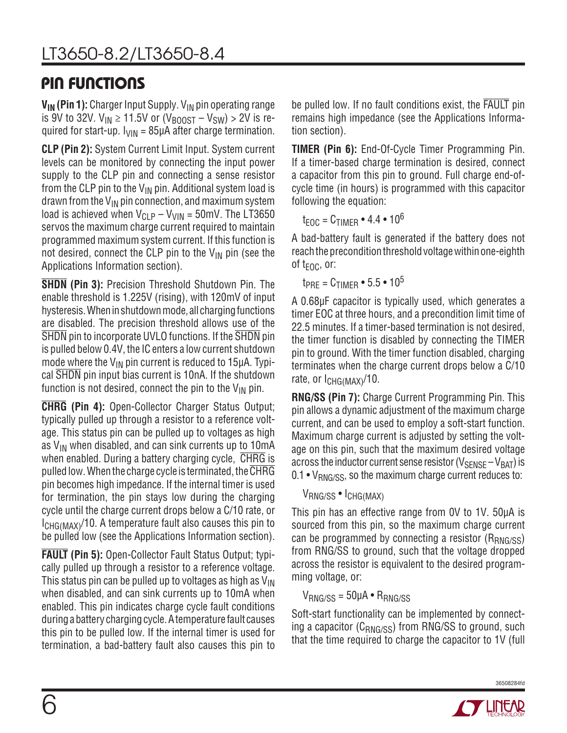## PIN FUNCTIONS

**$V_{IN}$ (Pin 1):** Charger Input Supply. $V_{IN}$ pin operating range is 9V to 32V. $V_{IN} \geq 11.5V$ or $(V_{BOOST} – V_{SW}) > 2V$ is required for start-up. $I_{VIN} = 85\mu A$ after charge termination.

**CLP (Pin 2):** System Current Limit Input. System current levels can be monitored by connecting the input power supply to the CLP pin and connecting a sense resistor from the CLP pin to the $V_{IN}$ pin. Additional system load is drawn from the $V_{IN}$ pin connection, and maximum system load is achieved when $V_{CLP} – V_{VIN} = 50mV$. The LT3650 servos the maximum charge current required to maintain programmed maximum system current. If this function is not desired, connect the CLP pin to the $V_{IN}$ pin (see the Applications Information section).

**$\overline{SHDN}$ (Pin 3):** Precision Threshold Shutdown Pin. The enable threshold is 1.225V (rising), with 120mV of input hysteresis. When in shutdown mode, all charging functions are disabled. The precision threshold allows use of the $\overline{SHDN}$ pin to incorporate UVLO functions. If the $\overline{SHDN}$ pin is pulled below 0.4V, the IC enters a low current shutdown mode where the $V_{IN}$ pin current is reduced to 15µA. Typical $\overline{SHDN}$ pin input bias current is 10nA. If the shutdown function is not desired, connect the pin to the $V_{IN}$ pin.

**$\overline{CHRG}$ (Pin 4):** Open-Collector Charger Status Output; typically pulled up through a resistor to a reference voltage. This status pin can be pulled up to voltages as high as $V_{IN}$ when disabled, and can sink currents up to 10mA when enabled. During a battery charging cycle, $\overline{CHRG}$ is pulled low. When the charge cycle is terminated, the $\overline{CHRG}$ pin becomes high impedance. If the internal timer is used for termination, the pin stays low during the charging cycle until the charge current drops below a C/10 rate, or $I_{CHG(MAX)}/10$. A temperature fault also causes this pin to be pulled low (see the Applications Information section).

**$\overline{FAULT}$ (Pin 5):** Open-Collector Fault Status Output; typically pulled up through a resistor to a reference voltage. This status pin can be pulled up to voltages as high as $V_{IN}$ when disabled, and can sink currents up to 10mA when enabled. This pin indicates charge cycle fault conditions during a battery charging cycle. A temperature fault causes this pin to be pulled low. If the internal timer is used for termination, a bad-battery fault also causes this pin to be pulled low. If no fault conditions exist, the $\overline{FAULT}$ pin remains high impedance (see the Applications Information section).

**TIMER (Pin 6):** End-Of-Cycle Timer Programming Pin. If a timer-based charge termination is desired, connect a capacitor from this pin to ground. Full charge end-of-cycle time (in hours) is programmed with this capacitor following the equation:

$$t_{EOC} = C_{TIMER} \cdot 4.4 \cdot 10^6$$

A bad-battery fault is generated if the battery does not reach the precondition threshold voltage within one-eighth of $t_{EOC}$, or:

$$t_{PRE} = C_{TIMER} \cdot 5.5 \cdot 10^5$$

A 0.68µF capacitor is typically used, which generates a timer EOC at three hours, and a precondition limit time of 22.5 minutes. If a timer-based termination is not desired, the timer function is disabled by connecting the TIMER pin to ground. With the timer function disabled, charging terminates when the charge current drops below a C/10 rate, or $I_{CHG(MAX)}/10$.

**RNG/SS (Pin 7):** Charge Current Programming Pin. This pin allows a dynamic adjustment of the maximum charge current, and can be used to employ a soft-start function. Maximum charge current is adjusted by setting the voltage on this pin, such that the maximum desired voltage across the inductor current sense resistor $(V_{SENSE} – V_{BAT})$ is $0.1 \cdot V_{RNG/SS}$, so the maximum charge current reduces to:

$$V_{RNG/SS} \cdot I_{CHG(MAX)}$$

This pin has an effective range from 0V to 1V. 50µA is sourced from this pin, so the maximum charge current can be programmed by connecting a resistor ($R_{RNG/SS}$) from RNG/SS to ground, such that the voltage dropped across the resistor is equivalent to the desired programming voltage, or:

$$V_{RNG/SS} = 50\mu A \cdot R_{RNG/SS}$$

Soft-start functionality can be implemented by connecting a capacitor ($C_{RNG/SS}$) from RNG/SS to ground, such that the time required to charge the capacitor to 1V (full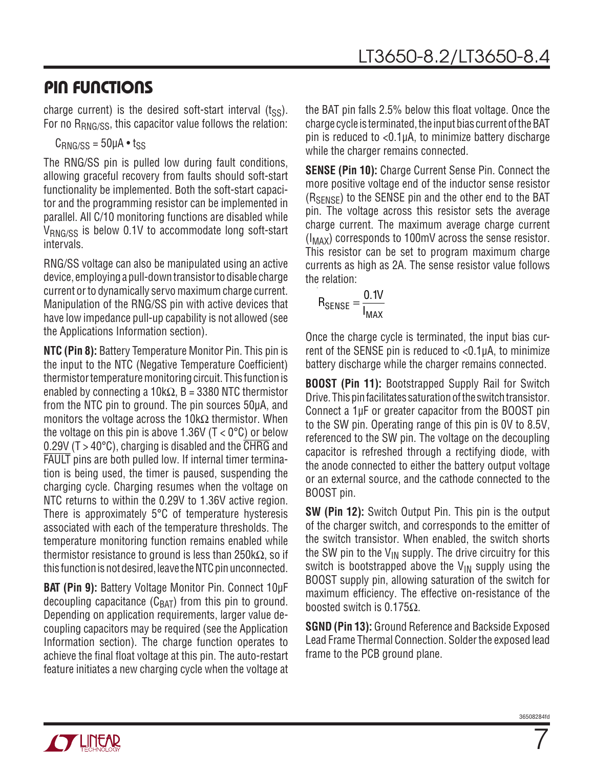## PIN FUNCTIONS

charge current) is the desired soft-start interval ($t_{SS}$). For no $R_{RNG/SS}$, this capacitor value follows the relation:

$$C_{RNG/SS} = 50\mu A \cdot t_{SS}$$

The RNG/SS pin is pulled low during fault conditions, allowing graceful recovery from faults should soft-start functionality be implemented. Both the soft-start capacitor and the programming resistor can be implemented in parallel. All C/10 monitoring functions are disabled while $V_{RNG/SS}$ is below 0.1V to accommodate long soft-start intervals.

RNG/SS voltage can also be manipulated using an active device, employing a pull-down transistor to disable charge current or to dynamically servo maximum charge current. Manipulation of the RNG/SS pin with active devices that have low impedance pull-up capability is not allowed (see the Applications Information section).

**NTC (Pin 8):** Battery Temperature Monitor Pin. This pin is the input to the NTC (Negative Temperature Coefficient) thermistor temperature monitoring circuit. This function is enabled by connecting a 10kΩ, B = 3380 NTC thermistor from the NTC pin to ground. The pin sources 50µA, and monitors the voltage across the 10kΩ thermistor. When the voltage on this pin is above 1.36V (T < 0°C) or below 0.29V (T > 40°C), charging is disabled and the $\overline{\text{CHRG}}$ and $\overline{\text{FAULT}}$ pins are both pulled low. If internal timer termination is being used, the timer is paused, suspending the charging cycle. Charging resumes when the voltage on NTC returns to within the 0.29V to 1.36V active region. There is approximately 5°C of temperature hysteresis associated with each of the temperature thresholds. The temperature monitoring function remains enabled while thermistor resistance to ground is less than 250kΩ, so if this function is not desired, leave the NTC pin unconnected.

**BAT (Pin 9):** Battery Voltage Monitor Pin. Connect 10µF decoupling capacitance ($C_{BAT}$) from this pin to ground. Depending on application requirements, larger value decoupling capacitors may be required (see the Application Information section). The charge function operates to achieve the final float voltage at this pin. The auto-restart feature initiates a new charging cycle when the voltage at the BAT pin falls 2.5% below this float voltage. Once the charge cycle is terminated, the input bias current of the BAT pin is reduced to <0.1µA, to minimize battery discharge while the charger remains connected.

**SENSE (Pin 10):** Charge Current Sense Pin. Connect the more positive voltage end of the inductor sense resistor ($R_{SENSE}$) to the SENSE pin and the other end to the BAT pin. The voltage across this resistor sets the average charge current. The maximum average charge current ($I_{MAX}$) corresponds to 100mV across the sense resistor. This resistor can be set to program maximum charge currents as high as 2A. The sense resistor value follows the relation:

$$R_{SENSE} = \frac{0.1V}{I_{MAX}}$$

Once the charge cycle is terminated, the input bias current of the SENSE pin is reduced to <0.1µA, to minimize battery discharge while the charger remains connected.

**BOOST (Pin 11):** Bootstrapped Supply Rail for Switch Drive. This pin facilitates saturation of the switch transistor. Connect a 1µF or greater capacitor from the BOOST pin to the SW pin. Operating range of this pin is 0V to 8.5V, referenced to the SW pin. The voltage on the decoupling capacitor is refreshed through a rectifying diode, with the anode connected to either the battery output voltage or an external source, and the cathode connected to the BOOST pin.

**SW (Pin 12):** Switch Output Pin. This pin is the output of the charger switch, and corresponds to the emitter of the switch transistor. When enabled, the switch shorts the SW pin to the $V_{IN}$ supply. The drive circuitry for this switch is bootstrapped above the $V_{IN}$ supply using the BOOST supply pin, allowing saturation of the switch for maximum efficiency. The effective on-resistance of the boosted switch is 0.175Ω.

**SGND (Pin 13):** Ground Reference and Backside Exposed Lead Frame Thermal Connection. Solder the exposed lead frame to the PCB ground plane.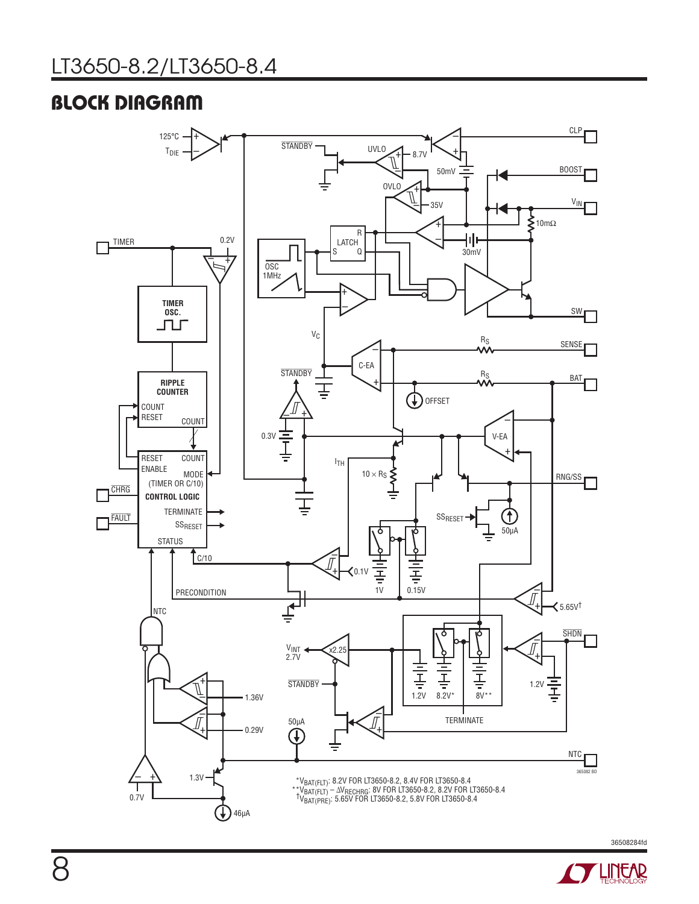## BLOCK DIAGRAM

*$V_{BAT(FLT)}$: 8.2V FOR LT3650-8.2, 8.4V FOR LT3650-8.4

**$V_{BAT(FLT)} – \Delta V_{RECHRG}$: 8V FOR LT3650-8.2, 8.2V FOR LT3650-8.4

†$V_{BAT(PRE)}$: 5.65V FOR LT3650-8.2, 5.8V FOR LT3650-8.4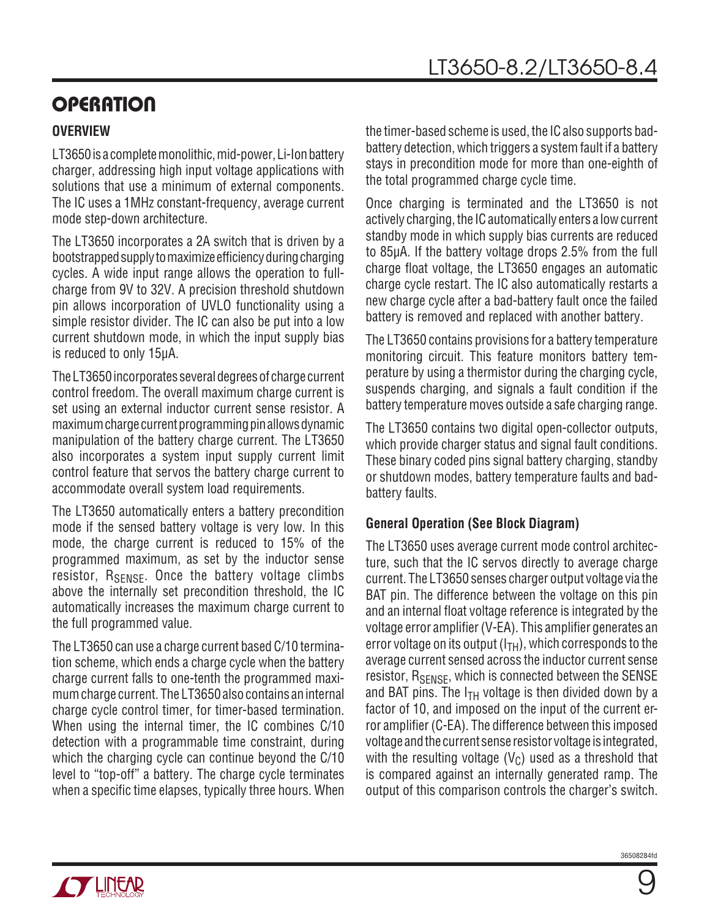# OPERATION

## OVERVIEW

LT3650 is a complete monolithic, mid-power, Li-Ion battery charger, addressing high input voltage applications with solutions that use a minimum of external components. The IC uses a 1MHz constant-frequency, average current mode step-down architecture.

The LT3650 incorporates a 2A switch that is driven by a bootstrapped supply to maximize efficiency during charging cycles. A wide input range allows the operation to full-charge from 9V to 32V. A precision threshold shutdown pin allows incorporation of UVLO functionality using a simple resistor divider. The IC can also be put into a low current shutdown mode, in which the input supply bias is reduced to only 15µA.

The LT3650 incorporates several degrees of charge current control freedom. The overall maximum charge current is set using an external inductor current sense resistor. A maximum charge current programming pin allows dynamic manipulation of the battery charge current. The LT3650 also incorporates a system input supply current limit control feature that servos the battery charge current to accommodate overall system load requirements.

The LT3650 automatically enters a battery precondition mode if the sensed battery voltage is very low. In this mode, the charge current is reduced to 15% of the programmed maximum, as set by the inductor sense resistor, $R_{SENSE}$. Once the battery voltage climbs above the internally set precondition threshold, the IC automatically increases the maximum charge current to the full programmed value.

The LT3650 can use a charge current based C/10 termination scheme, which ends a charge cycle when the battery charge current falls to one-tenth the programmed maximum charge current. The LT3650 also contains an internal charge cycle control timer, for timer-based termination. When using the internal timer, the IC combines C/10 detection with a programmable time constraint, during which the charging cycle can continue beyond the C/10 level to "top-off" a battery. The charge cycle terminates when a specific time elapses, typically three hours. When the timer-based scheme is used, the IC also supports bad-battery detection, which triggers a system fault if a battery stays in precondition mode for more than one-eighth of the total programmed charge cycle time.

Once charging is terminated and the LT3650 is not actively charging, the IC automatically enters a low current standby mode in which supply bias currents are reduced to 85µA. If the battery voltage drops 2.5% from the full charge float voltage, the LT3650 engages an automatic charge cycle restart. The IC also automatically restarts a new charge cycle after a bad-battery fault once the failed battery is removed and replaced with another battery.

The LT3650 contains provisions for a battery temperature monitoring circuit. This feature monitors battery temperature by using a thermistor during the charging cycle, suspends charging, and signals a fault condition if the battery temperature moves outside a safe charging range.

The LT3650 contains two digital open-collector outputs, which provide charger status and signal fault conditions. These binary coded pins signal battery charging, standby or shutdown modes, battery temperature faults and bad-battery faults.

### General Operation (See Block Diagram)

The LT3650 uses average current mode control architecture, such that the IC servos directly to average charge current. The LT3650 senses charger output voltage via the BAT pin. The difference between the voltage on this pin and an internal float voltage reference is integrated by the voltage error amplifier (V-EA). This amplifier generates an error voltage on its output ($I_{TH}$), which corresponds to the average current sensed across the inductor current sense resistor, $R_{SENSE}$, which is connected between the SENSE and BAT pins. The $I_{TH}$ voltage is then divided down by a factor of 10, and imposed on the input of the current error amplifier (C-EA). The difference between this imposed voltage and the current sense resistor voltage is integrated, with the resulting voltage ($V_C$) used as a threshold that is compared against an internally generated ramp. The output of this comparison controls the charger's switch.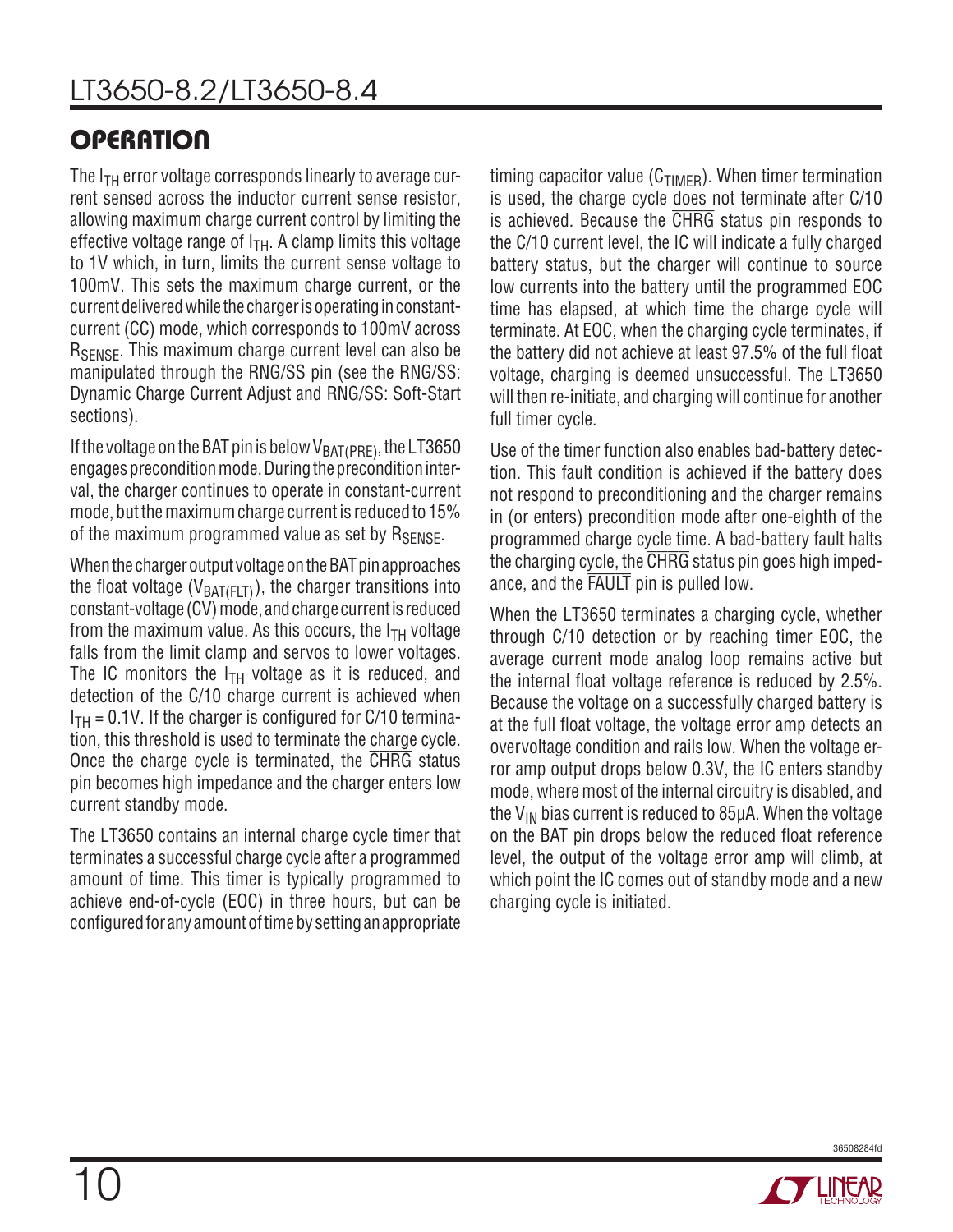## OPERATION

The $I_{TH}$ error voltage corresponds linearly to average current sensed across the inductor current sense resistor, allowing maximum charge current control by limiting the effective voltage range of $I_{TH}$. A clamp limits this voltage to 1V which, in turn, limits the current sense voltage to 100mV. This sets the maximum charge current, or the current delivered while the charger is operating in constant-current (CC) mode, which corresponds to 100mV across $R_{SENSE}$. This maximum charge current level can also be manipulated through the RNG/SS pin (see the RNG/SS: Dynamic Charge Current Adjust and RNG/SS: Soft-Start sections).

If the voltage on the BAT pin is below $V_{BAT(PRE)}$, the LT3650 engages precondition mode. During the precondition interval, the charger continues to operate in constant-current mode, but the maximum charge current is reduced to 15% of the maximum programmed value as set by $R_{SENSE}$.

When the charger output voltage on the BAT pin approaches the float voltage ($V_{BAT(FLT)}$), the charger transitions into constant-voltage (CV) mode, and charge current is reduced from the maximum value. As this occurs, the $I_{TH}$ voltage falls from the limit clamp and servos to lower voltages. The IC monitors the $I_{TH}$ voltage as it is reduced, and detection of the C/10 charge current is achieved when $I_{TH}$ = 0.1V. If the charger is configured for C/10 termination, this threshold is used to terminate the charge cycle. Once the charge cycle is terminated, the $\overline{CHRG}$ status pin becomes high impedance and the charger enters low current standby mode.

The LT3650 contains an internal charge cycle timer that terminates a successful charge cycle after a programmed amount of time. This timer is typically programmed to achieve end-of-cycle (EOC) in three hours, but can be configured for any amount of time by setting an appropriate timing capacitor value ($C_{TIMER}$). When timer termination is used, the charge cycle does not terminate after C/10 is achieved. Because the $\overline{CHRG}$ status pin responds to the C/10 current level, the IC will indicate a fully charged battery status, but the charger will continue to source low currents into the battery until the programmed EOC time has elapsed, at which time the charge cycle will terminate. At EOC, when the charging cycle terminates, if the battery did not achieve at least 97.5% of the full float voltage, charging is deemed unsuccessful. The LT3650 will then re-initiate, and charging will continue for another full timer cycle.

Use of the timer function also enables bad-battery detection. This fault condition is achieved if the battery does not respond to preconditioning and the charger remains in (or enters) precondition mode after one-eighth of the programmed charge cycle time. A bad-battery fault halts the charging cycle, the $\overline{CHRG}$ status pin goes high impedance, and the $\overline{FAULT}$ pin is pulled low.

When the LT3650 terminates a charging cycle, whether through C/10 detection or by reaching timer EOC, the average current mode analog loop remains active but the internal float voltage reference is reduced by 2.5%. Because the voltage on a successfully charged battery is at the full float voltage, the voltage error amp detects an overvoltage condition and rails low. When the voltage error amp output drops below 0.3V, the IC enters standby mode, where most of the internal circuitry is disabled, and the $V_{IN}$ bias current is reduced to 85µA. When the voltage on the BAT pin drops below the reduced float reference level, the output of the voltage error amp will climb, at which point the IC comes out of standby mode and a new charging cycle is initiated.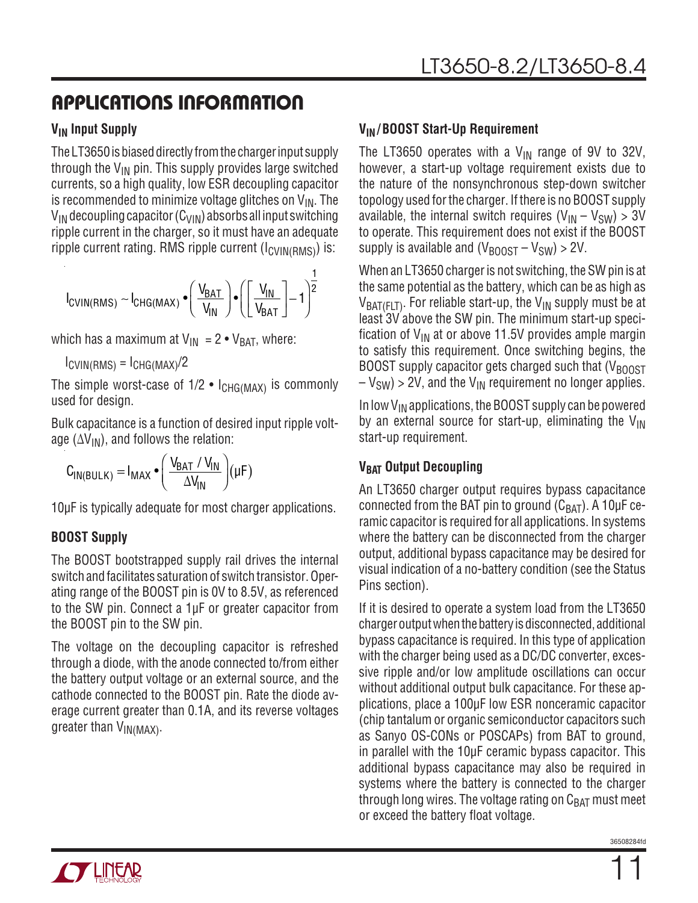## APPLICATIONS INFORMATION

### $V_{IN}$ Input Supply

The LT3650 is biased directly from the charger input supply through the $V_{IN}$ pin. This supply provides large switched currents, so a high quality, low ESR decoupling capacitor is recommended to minimize voltage glitches on $V_{IN}$. The $V_{IN}$ decoupling capacitor ($C_{VIN}$) absorbs all input switching ripple current in the charger, so it must have an adequate ripple current rating. RMS ripple current ($I_{CVIN(RMS)}$) is:

$$I_{CVIN(RMS)} \sim I_{CHG(MAX)} \bullet \left(\frac{V_{BAT}}{V_{IN}}\right) \bullet \left(\left[\frac{V_{IN}}{V_{BAT}}\right] - 1\right)^{\frac{1}{2}}$$

which has a maximum at $V_{IN} = 2 \bullet V_{BAT}$, where:

$I_{CVIN(RMS)} = I_{CHG(MAX)}/2$

The simple worst-case of $1/2 \bullet I_{CHG(MAX)}$ is commonly used for design.

Bulk capacitance is a function of desired input ripple voltage ($\Delta V_{IN}$), and follows the relation:

$$C_{IN(BULK)} = I_{MAX} \bullet \left(\frac{V_{BAT} / V_{IN}}{\Delta V_{IN}}\right)(\mu F)$$

10µF is typically adequate for most charger applications.

### BOOST Supply

The BOOST bootstrapped supply rail drives the internal switch and facilitates saturation of switch transistor. Operating range of the BOOST pin is 0V to 8.5V, as referenced to the SW pin. Connect a 1µF or greater capacitor from the BOOST pin to the SW pin.

The voltage on the decoupling capacitor is refreshed through a diode, with the anode connected to/from either the battery output voltage or an external source, and the cathode connected to the BOOST pin. Rate the diode average current greater than 0.1A, and its reverse voltages greater than $V_{IN(MAX)}$.

### $V_{IN}$/BOOST Start-Up Requirement

The LT3650 operates with a $V_{IN}$ range of 9V to 32V, however, a start-up voltage requirement exists due to the nature of the nonsynchronous step-down switcher topology used for the charger. If there is no BOOST supply available, the internal switch requires ($V_{IN} – V_{SW}$) > 3V to operate. This requirement does not exist if the BOOST supply is available and ($V_{BOOST} – V_{SW}$) > 2V.

When an LT3650 charger is not switching, the SW pin is at the same potential as the battery, which can be as high as $V_{BAT(FLT)}$. For reliable start-up, the $V_{IN}$ supply must be at least 3V above the SW pin. The minimum start-up specification of $V_{IN}$ at or above 11.5V provides ample margin to satisfy this requirement. Once switching begins, the BOOST supply capacitor gets charged such that ($V_{BOOST} – V_{SW}$) > 2V, and the $V_{IN}$ requirement no longer applies.

In low $V_{IN}$ applications, the BOOST supply can be powered by an external source for start-up, eliminating the $V_{IN}$ start-up requirement.

### $V_{BAT}$ Output Decoupling

An LT3650 charger output requires bypass capacitance connected from the BAT pin to ground ($C_{BAT}$). A 10µF ceramic capacitor is required for all applications. In systems where the battery can be disconnected from the charger output, additional bypass capacitance may be desired for visual indication of a no-battery condition (see the Status Pins section).

If it is desired to operate a system load from the LT3650 charger output when the battery is disconnected, additional bypass capacitance is required. In this type of application with the charger being used as a DC/DC converter, excessive ripple and/or low amplitude oscillations can occur without additional output bulk capacitance. For these applications, place a 100µF low ESR nonceramic capacitor (chip tantalum or organic semiconductor capacitors such as Sanyo OS-CONs or POSCAPs) from BAT to ground, in parallel with the 10µF ceramic bypass capacitor. This additional bypass capacitance may also be required in systems where the battery is connected to the charger through long wires. The voltage rating on $C_{BAT}$ must meet or exceed the battery float voltage.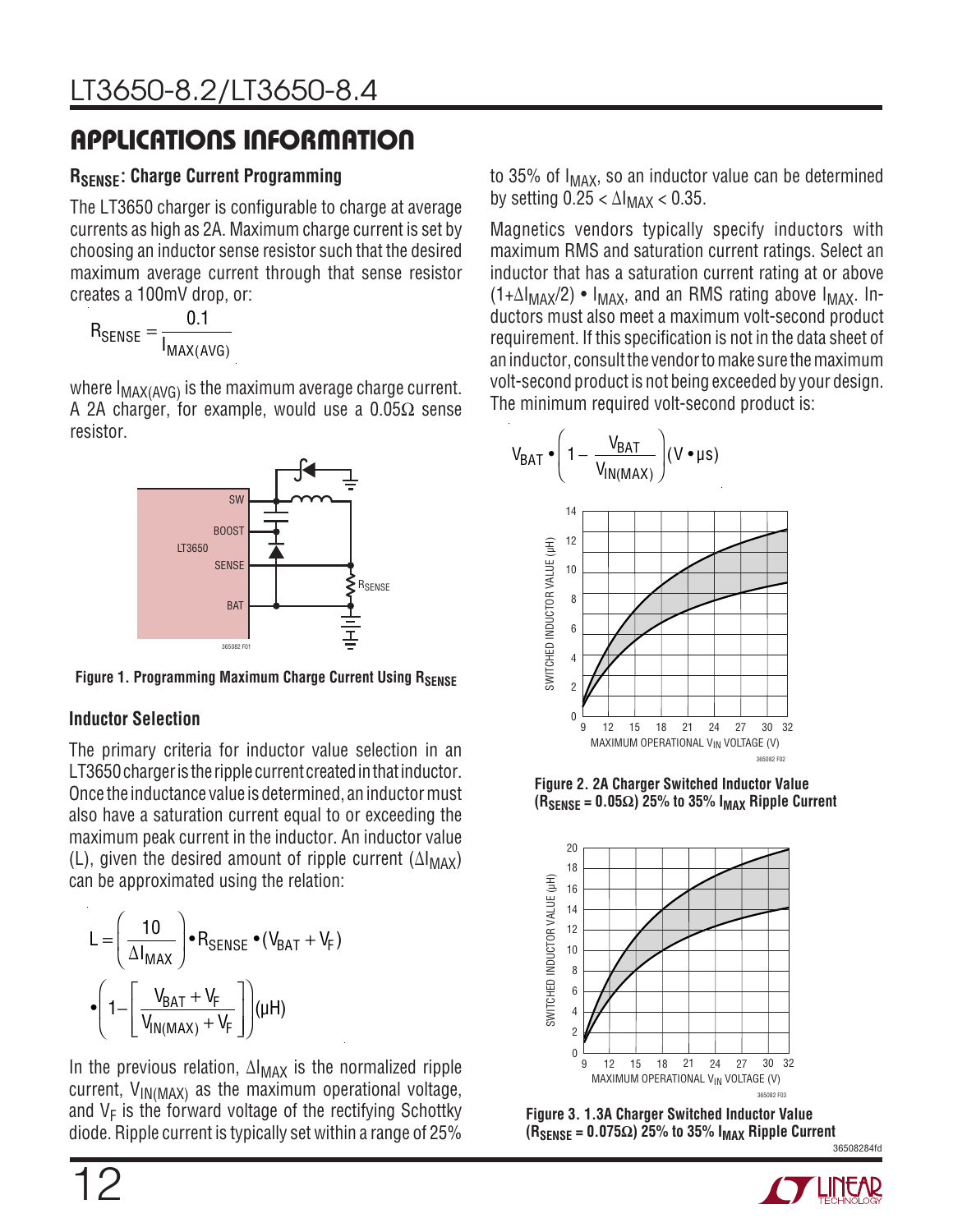## APPLICATIONS INFORMATION

### $R_{SENSE}$: Charge Current Programming

The LT3650 charger is configurable to charge at average currents as high as 2A. Maximum charge current is set by choosing an inductor sense resistor such that the desired maximum average current through that sense resistor creates a 100mV drop, or:

$$R_{SENSE} = \frac{0.1}{I_{MAX(AVG)}}$$

where $I_{MAX(AVG)}$ is the maximum average charge current. A 2A charger, for example, would use a 0.05Ω sense resistor.

Figure 1. Programming Maximum Charge Current Using $R_{SENSE}$

### Inductor Selection

The primary criteria for inductor value selection in an LT3650 charger is the ripple current created in that inductor. Once the inductance value is determined, an inductor must also have a saturation current equal to or exceeding the maximum peak current in the inductor. An inductor value (L), given the desired amount of ripple current ($\Delta I_{MAX}$) can be approximated using the relation:

$$L = \left(\frac{10}{\Delta I_{MAX}}\right) \bullet R_{SENSE} \bullet (V_{BAT} + V_F) \bullet \left(1 - \left[\frac{V_{BAT} + V_F}{V_{IN(MAX)} + V_F}\right]\right)(\mu H)$$

In the previous relation, $\Delta I_{MAX}$ is the normalized ripple current, $V_{IN(MAX)}$ as the maximum operational voltage, and $V_F$ is the forward voltage of the rectifying Schottky diode. Ripple current is typically set within a range of 25% to 35% of $I_{MAX}$, so an inductor value can be determined by setting $0.25 < \Delta I_{MAX} < 0.35$.

Magnetics vendors typically specify inductors with maximum RMS and saturation current ratings. Select an inductor that has a saturation current rating at or above $(1+\Delta I_{MAX}/2) \bullet I_{MAX}$, and an RMS rating above $I_{MAX}$. Inductors must also meet a maximum volt-second product requirement. If this specification is not in the data sheet of an inductor, consult the vendor to make sure the maximum volt-second product is not being exceeded by your design. The minimum required volt-second product is:

$$V_{BAT} \bullet \left(1 - \frac{V_{BAT}}{V_{IN(MAX)}}\right)(V \bullet \mu s)$$

Figure 2. 2A Charger Switched Inductor Value ($R_{SENSE}$ = 0.05Ω) 25% to 35% $I_{MAX}$ Ripple Current

Figure 3. 1.3A Charger Switched Inductor Value ($R_{SENSE}$ = 0.075Ω) 25% to 35% $I_{MAX}$ Ripple Current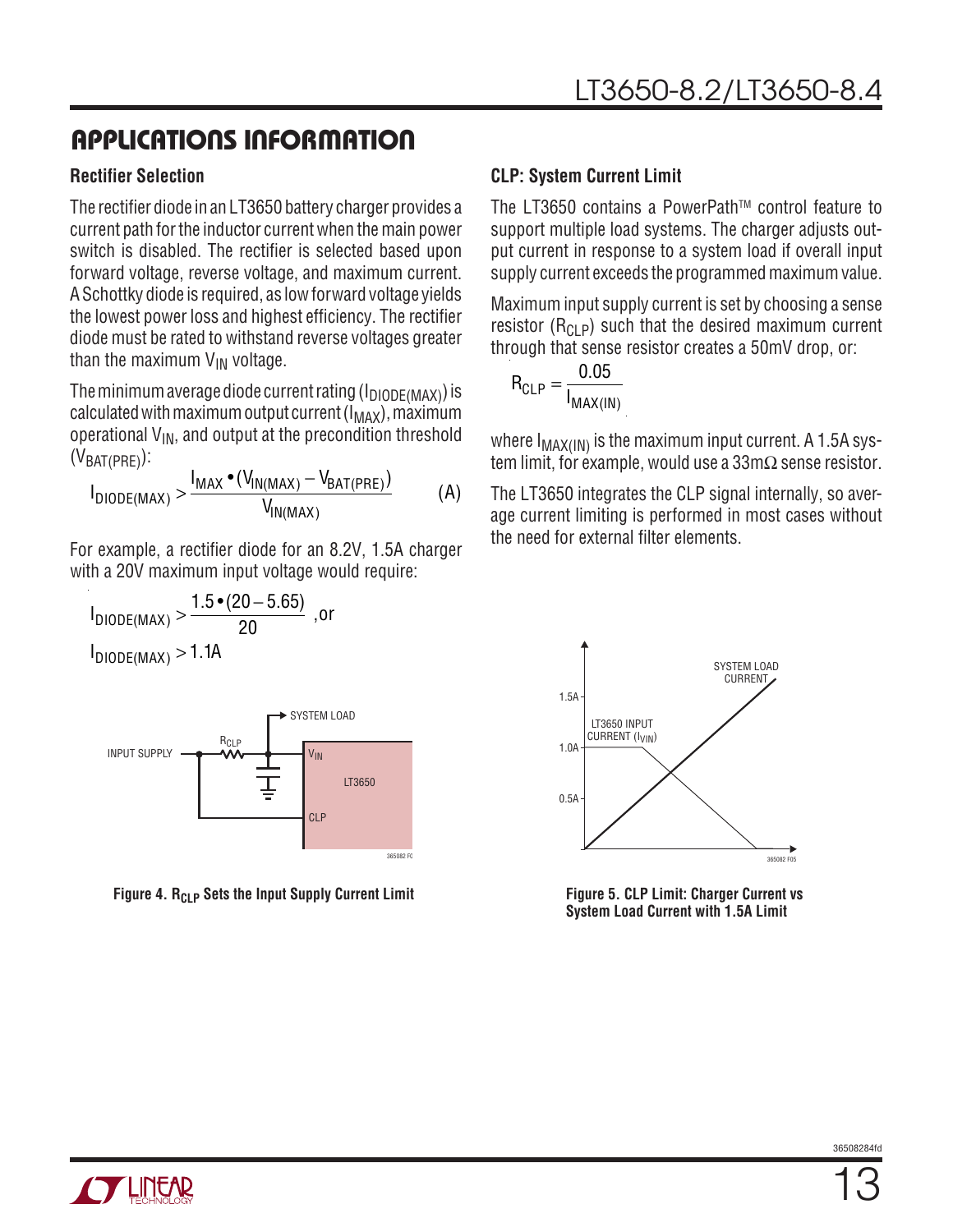## APPLICATIONS INFORMATION

### Rectifier Selection

The rectifier diode in an LT3650 battery charger provides a current path for the inductor current when the main power switch is disabled. The rectifier is selected based upon forward voltage, reverse voltage, and maximum current. A Schottky diode is required, as low forward voltage yields the lowest power loss and highest efficiency. The rectifier diode must be rated to withstand reverse voltages greater than the maximum $V_{IN}$ voltage.

The minimum average diode current rating ($I_{DIODE(MAX)}$) is calculated with maximum output current ($I_{MAX}$), maximum operational $V_{IN}$, and output at the precondition threshold ($V_{BAT(PRE)}$):

$$I_{DIODE(MAX)} > \frac{I_{MAX} \bullet (V_{IN(MAX)} - V_{BAT(PRE)})}{V_{IN(MAX)}} \qquad (A)$$

For example, a rectifier diode for an 8.2V, 1.5A charger with a 20V maximum input voltage would require:

$$I_{DIODE(MAX)} > \frac{1.5 \bullet (20 - 5.65)}{20}\text{, or}$$

$$I_{DIODE(MAX)} > 1.1\text{A}$$

Figure 4. $R_{CLP}$ Sets the Input Supply Current Limit

### CLP: System Current Limit

The LT3650 contains a PowerPath™ control feature to support multiple load systems. The charger adjusts output current in response to a system load if overall input supply current exceeds the programmed maximum value.

Maximum input supply current is set by choosing a sense resistor ($R_{CLP}$) such that the desired maximum current through that sense resistor creates a 50mV drop, or:

$$R_{CLP} = \frac{0.05}{I_{MAX(IN)}}$$

where $I_{MAX(IN)}$ is the maximum input current. A 1.5A system limit, for example, would use a 33mΩ sense resistor.

The LT3650 integrates the CLP signal internally, so average current limiting is performed in most cases without the need for external filter elements.

Figure 5. CLP Limit: Charger Current vs System Load Current with 1.5A Limit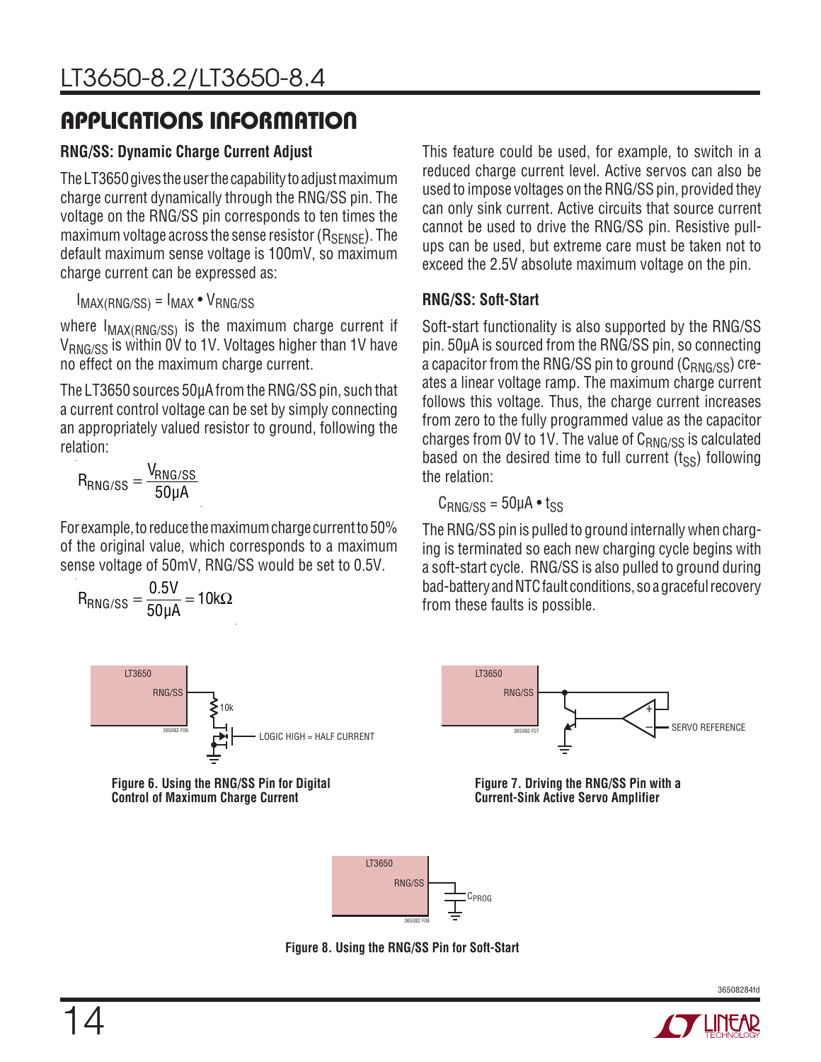## APPLICATIONS INFORMATION

### RNG/SS: Dynamic Charge Current Adjust

The LT3650 gives the user the capability to adjust maximum charge current dynamically through the RNG/SS pin. The voltage on the RNG/SS pin corresponds to ten times the maximum voltage across the sense resistor ($R_{SENSE}$). The default maximum sense voltage is 100mV, so maximum charge current can be expressed as:

$$I_{MAX(RNG/SS)} = I_{MAX} \bullet V_{RNG/SS}$$

where $I_{MAX(RNG/SS)}$ is the maximum charge current if $V_{RNG/SS}$ is within 0V to 1V. Voltages higher than 1V have no effect on the maximum charge current.

The LT3650 sources 50µA from the RNG/SS pin, such that a current control voltage can be set by simply connecting an appropriately valued resistor to ground, following the relation:

$$R_{RNG/SS} = \frac{V_{RNG/SS}}{50\mu A}$$

For example, to reduce the maximum charge current to 50% of the original value, which corresponds to a maximum sense voltage of 50mV, RNG/SS would be set to 0.5V.

$$R_{RNG/SS} = \frac{0.5V}{50\mu A} = 10k\Omega$$

This feature could be used, for example, to switch in a reduced charge current level. Active servos can also be used to impose voltages on the RNG/SS pin, provided they can only sink current. Active circuits that source current cannot be used to drive the RNG/SS pin. Resistive pull-ups can be used, but extreme care must be taken not to exceed the 2.5V absolute maximum voltage on the pin.

### RNG/SS: Soft-Start

Soft-start functionality is also supported by the RNG/SS pin. 50µA is sourced from the RNG/SS pin, so connecting a capacitor from the RNG/SS pin to ground ($C_{RNG/SS}$) creates a linear voltage ramp. The maximum charge current follows this voltage. Thus, the charge current increases from zero to the fully programmed value as the capacitor charges from 0V to 1V. The value of $C_{RNG/SS}$ is calculated based on the desired time to full current ($t_{SS}$) following the relation:

$$C_{RNG/SS} = 50\mu A \bullet t_{SS}$$

The RNG/SS pin is pulled to ground internally when charging is terminated so each new charging cycle begins with a soft-start cycle. RNG/SS is also pulled to ground during bad-battery and NTC fault conditions, so a graceful recovery from these faults is possible.

LT3650 RNG/SS 10k LOGIC HIGH = HALF CURRENT

**Figure 6. Using the RNG/SS Pin for Digital Control of Maximum Charge Current**

LT3650 RNG/SS SERVO REFERENCE

**Figure 7. Driving the RNG/SS Pin with a Current-Sink Active Servo Amplifier**

LT3650 RNG/SS $C_{PROG}$

**Figure 8. Using the RNG/SS Pin for Soft-Start**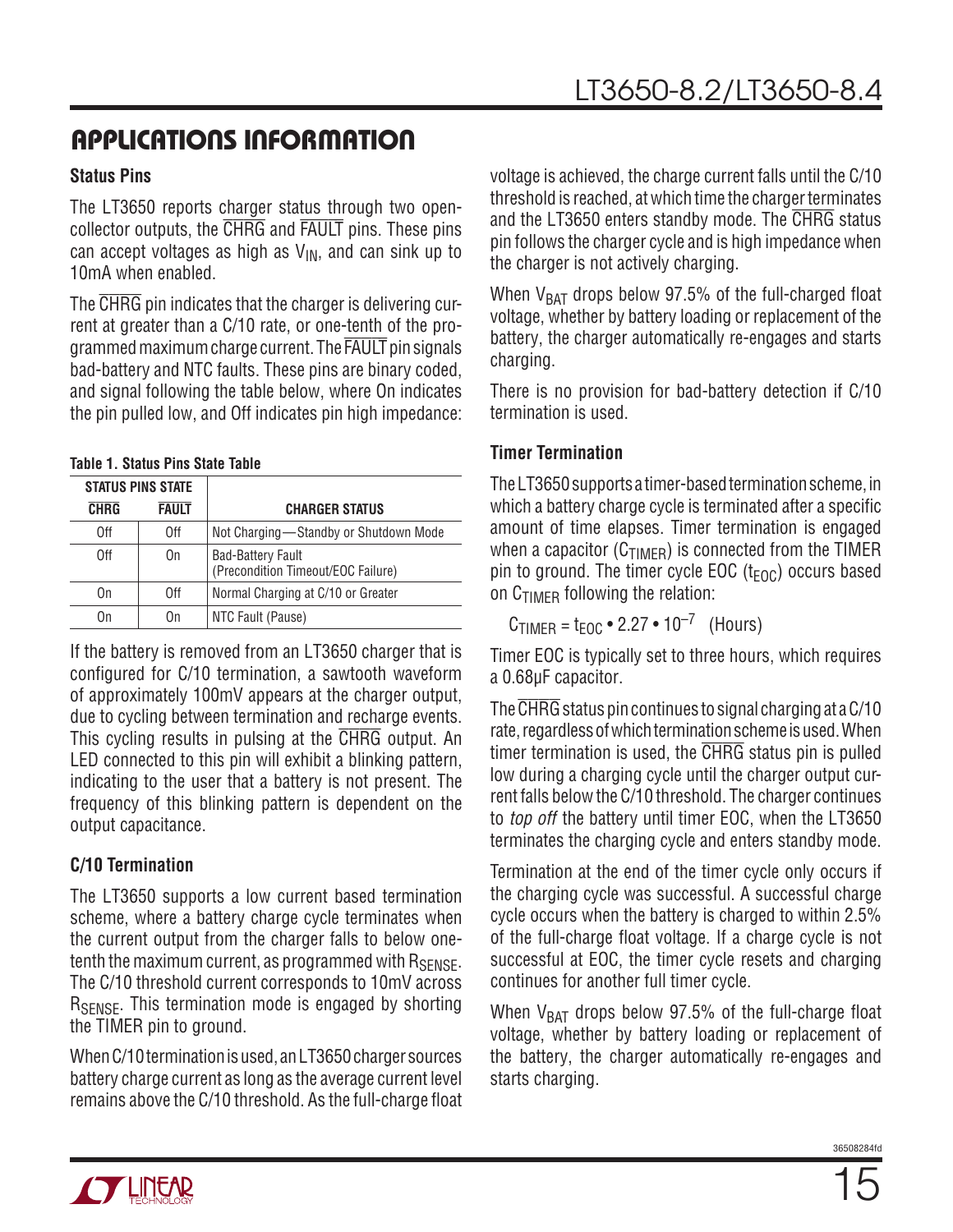## APPLICATIONS INFORMATION

### Status Pins

The LT3650 reports charger status through two open-collector outputs, the $\overline{CHRG}$ and $\overline{FAULT}$ pins. These pins can accept voltages as high as $V_{IN}$, and can sink up to 10mA when enabled.

The $\overline{CHRG}$ pin indicates that the charger is delivering current at greater than a C/10 rate, or one-tenth of the programmed maximum charge current. The $\overline{FAULT}$ pin signals bad-battery and NTC faults. These pins are binary coded, and signal following the table below, where On indicates the pin pulled low, and Off indicates pin high impedance:

**Table 1. Status Pins State Table**

| STATUS PINS STATE | | |
|---|---|---|
| $\overline{CHRG}$ | $\overline{FAULT}$ | CHARGER STATUS |
| Off | Off | Not Charging—Standby or Shutdown Mode |
| Off | On | Bad-Battery Fault (Precondition Timeout/EOC Failure) |
| On | Off | Normal Charging at C/10 or Greater |
| On | On | NTC Fault (Pause) |

If the battery is removed from an LT3650 charger that is configured for C/10 termination, a sawtooth waveform of approximately 100mV appears at the charger output, due to cycling between termination and recharge events. This cycling results in pulsing at the $\overline{CHRG}$ output. An LED connected to this pin will exhibit a blinking pattern, indicating to the user that a battery is not present. The frequency of this blinking pattern is dependent on the output capacitance.

### C/10 Termination

The LT3650 supports a low current based termination scheme, where a battery charge cycle terminates when the current output from the charger falls to below one-tenth the maximum current, as programmed with $R_{SENSE}$. The C/10 threshold current corresponds to 10mV across $R_{SENSE}$. This termination mode is engaged by shorting the TIMER pin to ground.

When C/10 termination is used, an LT3650 charger sources battery charge current as long as the average current level remains above the C/10 threshold. As the full-charge float voltage is achieved, the charge current falls until the C/10 threshold is reached, at which time the charger terminates and the LT3650 enters standby mode. The $\overline{CHRG}$ status pin follows the charger cycle and is high impedance when the charger is not actively charging.

When $V_{BAT}$ drops below 97.5% of the full-charged float voltage, whether by battery loading or replacement of the battery, the charger automatically re-engages and starts charging.

There is no provision for bad-battery detection if C/10 termination is used.

### Timer Termination

The LT3650 supports a timer-based termination scheme, in which a battery charge cycle is terminated after a specific amount of time elapses. Timer termination is engaged when a capacitor ($C_{TIMER}$) is connected from the TIMER pin to ground. The timer cycle EOC ($t_{EOC}$) occurs based on $C_{TIMER}$ following the relation:

$$C_{TIMER} = t_{EOC} \bullet 2.27 \bullet 10^{-7} \quad \text{(Hours)}$$

Timer EOC is typically set to three hours, which requires a 0.68µF capacitor.

The $\overline{CHRG}$ status pin continues to signal charging at a C/10 rate, regardless of which termination scheme is used. When timer termination is used, the $\overline{CHRG}$ status pin is pulled low during a charging cycle until the charger output current falls below the C/10 threshold. The charger continues to *top off* the battery until timer EOC, when the LT3650 terminates the charging cycle and enters standby mode.

Termination at the end of the timer cycle only occurs if the charging cycle was successful. A successful charge cycle occurs when the battery is charged to within 2.5% of the full-charge float voltage. If a charge cycle is not successful at EOC, the timer cycle resets and charging continues for another full timer cycle.

When $V_{BAT}$ drops below 97.5% of the full-charge float voltage, whether by battery loading or replacement of the battery, the charger automatically re-engages and starts charging.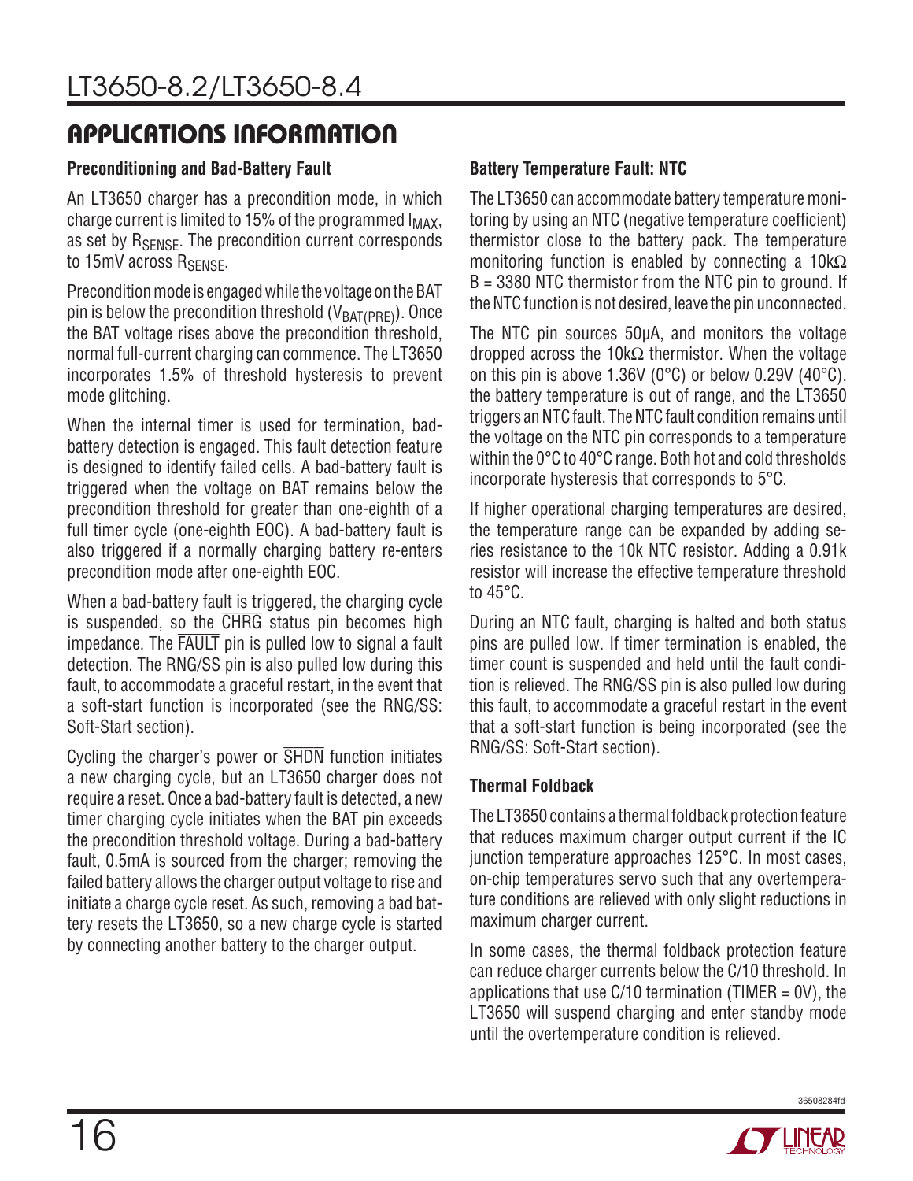## APPLICATIONS INFORMATION

### Preconditioning and Bad-Battery Fault

An LT3650 charger has a precondition mode, in which charge current is limited to 15% of the programmed $I_{MAX}$, as set by $R_{SENSE}$. The precondition current corresponds to 15mV across $R_{SENSE}$.

Precondition mode is engaged while the voltage on the BAT pin is below the precondition threshold ($V_{BAT(PRE)}$). Once the BAT voltage rises above the precondition threshold, normal full-current charging can commence. The LT3650 incorporates 1.5% of threshold hysteresis to prevent mode glitching.

When the internal timer is used for termination, bad-battery detection is engaged. This fault detection feature is designed to identify failed cells. A bad-battery fault is triggered when the voltage on BAT remains below the precondition threshold for greater than one-eighth of a full timer cycle (one-eighth EOC). A bad-battery fault is also triggered if a normally charging battery re-enters precondition mode after one-eighth EOC.

When a bad-battery fault is triggered, the charging cycle is suspended, so the $\overline{CHRG}$ status pin becomes high impedance. The $\overline{FAULT}$ pin is pulled low to signal a fault detection. The RNG/SS pin is also pulled low during this fault, to accommodate a graceful restart, in the event that a soft-start function is incorporated (see the RNG/SS: Soft-Start section).

Cycling the charger's power or $\overline{SHDN}$ function initiates a new charging cycle, but an LT3650 charger does not require a reset. Once a bad-battery fault is detected, a new timer charging cycle initiates when the BAT pin exceeds the precondition threshold voltage. During a bad-battery fault, 0.5mA is sourced from the charger; removing the failed battery allows the charger output voltage to rise and initiate a charge cycle reset. As such, removing a bad battery resets the LT3650, so a new charge cycle is started by connecting another battery to the charger output.

### Battery Temperature Fault: NTC

The LT3650 can accommodate battery temperature monitoring by using an NTC (negative temperature coefficient) thermistor close to the battery pack. The temperature monitoring function is enabled by connecting a 10kΩ B = 3380 NTC thermistor from the NTC pin to ground. If the NTC function is not desired, leave the pin unconnected.

The NTC pin sources 50µA, and monitors the voltage dropped across the 10kΩ thermistor. When the voltage on this pin is above 1.36V (0°C) or below 0.29V (40°C), the battery temperature is out of range, and the LT3650 triggers an NTC fault. The NTC fault condition remains until the voltage on the NTC pin corresponds to a temperature within the 0°C to 40°C range. Both hot and cold thresholds incorporate hysteresis that corresponds to 5°C.

If higher operational charging temperatures are desired, the temperature range can be expanded by adding series resistance to the 10k NTC resistor. Adding a 0.91k resistor will increase the effective temperature threshold to 45°C.

During an NTC fault, charging is halted and both status pins are pulled low. If timer termination is enabled, the timer count is suspended and held until the fault condition is relieved. The RNG/SS pin is also pulled low during this fault, to accommodate a graceful restart in the event that a soft-start function is being incorporated (see the RNG/SS: Soft-Start section).

### Thermal Foldback

The LT3650 contains a thermal foldback protection feature that reduces maximum charger output current if the IC junction temperature approaches 125°C. In most cases, on-chip temperatures servo such that any overtemperature conditions are relieved with only slight reductions in maximum charger current.

In some cases, the thermal foldback protection feature can reduce charger currents below the C/10 threshold. In applications that use C/10 termination (TIMER = 0V), the LT3650 will suspend charging and enter standby mode until the overtemperature condition is relieved.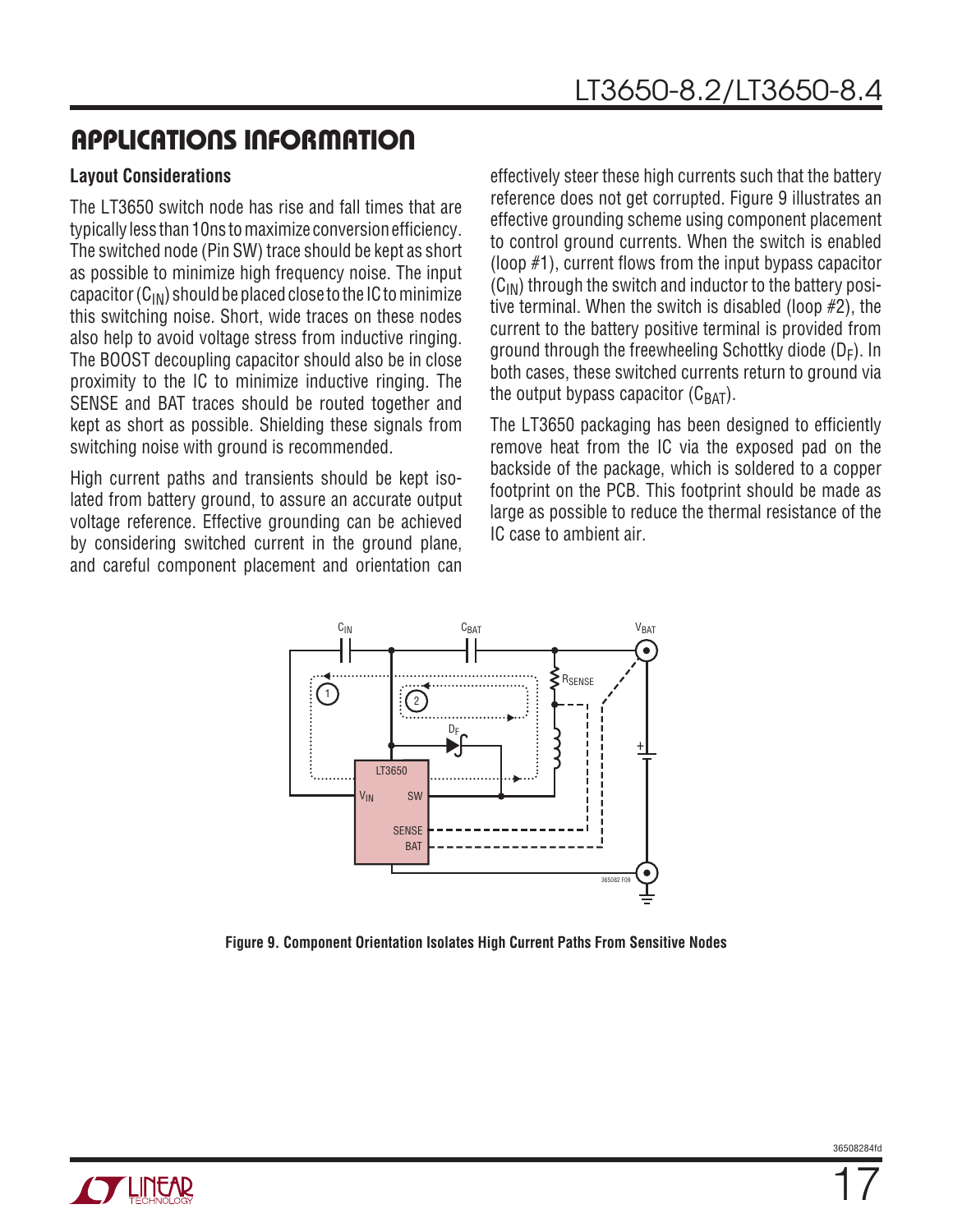## APPLICATIONS INFORMATION

### Layout Considerations

The LT3650 switch node has rise and fall times that are typically less than 10ns to maximize conversion efficiency. The switched node (Pin SW) trace should be kept as short as possible to minimize high frequency noise. The input capacitor ($C_{IN}$) should be placed close to the IC to minimize this switching noise. Short, wide traces on these nodes also help to avoid voltage stress from inductive ringing. The BOOST decoupling capacitor should also be in close proximity to the IC to minimize inductive ringing. The SENSE and BAT traces should be routed together and kept as short as possible. Shielding these signals from switching noise with ground is recommended.

High current paths and transients should be kept isolated from battery ground, to assure an accurate output voltage reference. Effective grounding can be achieved by considering switched current in the ground plane, and careful component placement and orientation can effectively steer these high currents such that the battery reference does not get corrupted. Figure 9 illustrates an effective grounding scheme using component placement to control ground currents. When the switch is enabled (loop #1), current flows from the input bypass capacitor ($C_{IN}$) through the switch and inductor to the battery positive terminal. When the switch is disabled (loop #2), the current to the battery positive terminal is provided from ground through the freewheeling Schottky diode ($D_F$). In both cases, these switched currents return to ground via the output bypass capacitor ($C_{BAT}$).

The LT3650 packaging has been designed to efficiently remove heat from the IC via the exposed pad on the backside of the package, which is soldered to a copper footprint on the PCB. This footprint should be made as large as possible to reduce the thermal resistance of the IC case to ambient air.

Figure 9. Component Orientation Isolates High Current Paths From Sensitive Nodes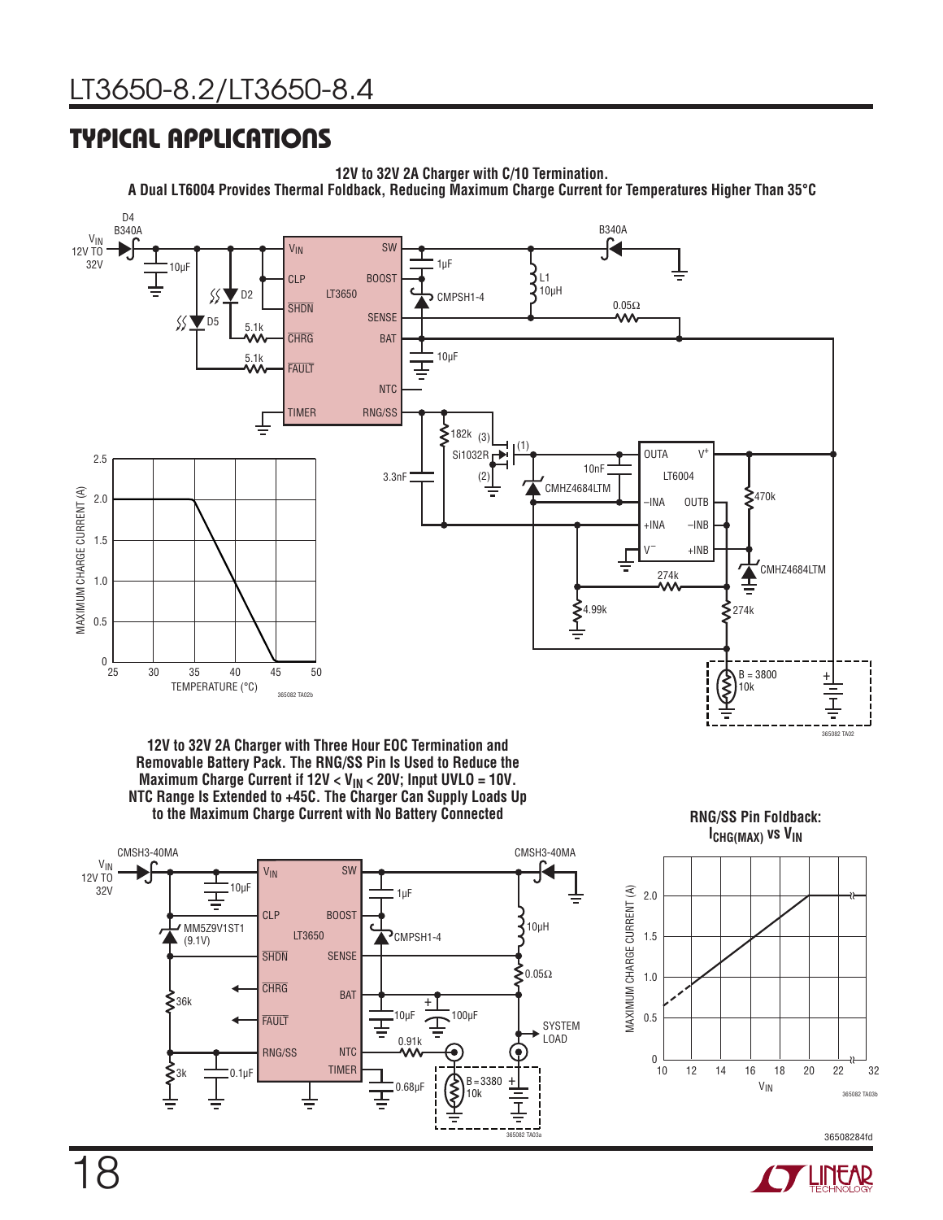## TYPICAL APPLICATIONS

**12V to 32V 2A Charger with C/10 Termination.**
**A Dual LT6004 Provides Thermal Foldback, Reducing Maximum Charge Current for Temperatures Higher Than 35°C**

**12V to 32V 2A Charger with Three Hour EOC Termination and Removable Battery Pack. The RNG/SS Pin Is Used to Reduce the Maximum Charge Current if 12V < $V_{IN}$ < 20V; Input UVLO = 10V. NTC Range Is Extended to +45C. The Charger Can Supply Loads Up to the Maximum Charge Current with No Battery Connected**

**RNG/SS Pin Foldback: $I_{CHG(MAX)}$ vs $V_{IN}$**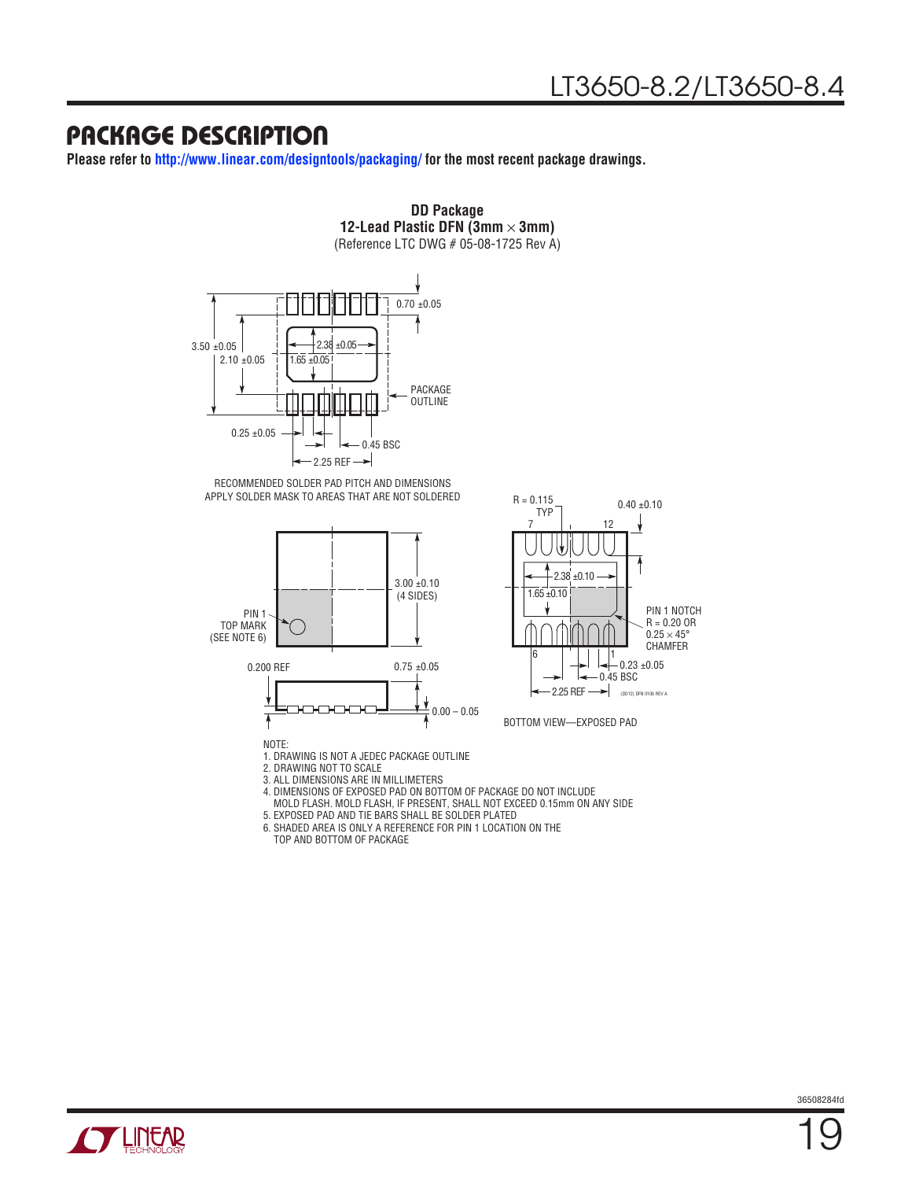# PACKAGE DESCRIPTION

**Please refer to http://www.linear.com/designtools/packaging/ for the most recent package drawings.**

**DD Package**
**12-Lead Plastic DFN (3mm × 3mm)**
(Reference LTC DWG # 05-08-1725 Rev A)

0.70 ±0.05

3.50 ±0.05

2.10 ±0.05

2.38 ±0.05

1.65 ±0.05

PACKAGE OUTLINE

0.25 ±0.05

0.45 BSC

2.25 REF

RECOMMENDED SOLDER PAD PITCH AND DIMENSIONS
APPLY SOLDER MASK TO AREAS THAT ARE NOT SOLDERED

3.00 ±0.10 (4 SIDES)

PIN 1 TOP MARK (SEE NOTE 6)

0.200 REF

0.75 ±0.05

0.00 – 0.05

R = 0.115 TYP

0.40 ±0.10

7, 12, 6, 1

2.38 ±0.10

1.65 ±0.10

PIN 1 NOTCH R = 0.20 OR 0.25 × 45° CHAMFER

0.23 ±0.05

0.45 BSC

2.25 REF

(DD12) DFN 0106 REV A

BOTTOM VIEW—EXPOSED PAD

NOTE:
1. DRAWING IS NOT A JEDEC PACKAGE OUTLINE
2. DRAWING NOT TO SCALE
3. ALL DIMENSIONS ARE IN MILLIMETERS
4. DIMENSIONS OF EXPOSED PAD ON BOTTOM OF PACKAGE DO NOT INCLUDE MOLD FLASH. MOLD FLASH, IF PRESENT, SHALL NOT EXCEED 0.15mm ON ANY SIDE
5. EXPOSED PAD AND TIE BARS SHALL BE SOLDER PLATED
6. SHADED AREA IS ONLY A REFERENCE FOR PIN 1 LOCATION ON THE TOP AND BOTTOM OF PACKAGE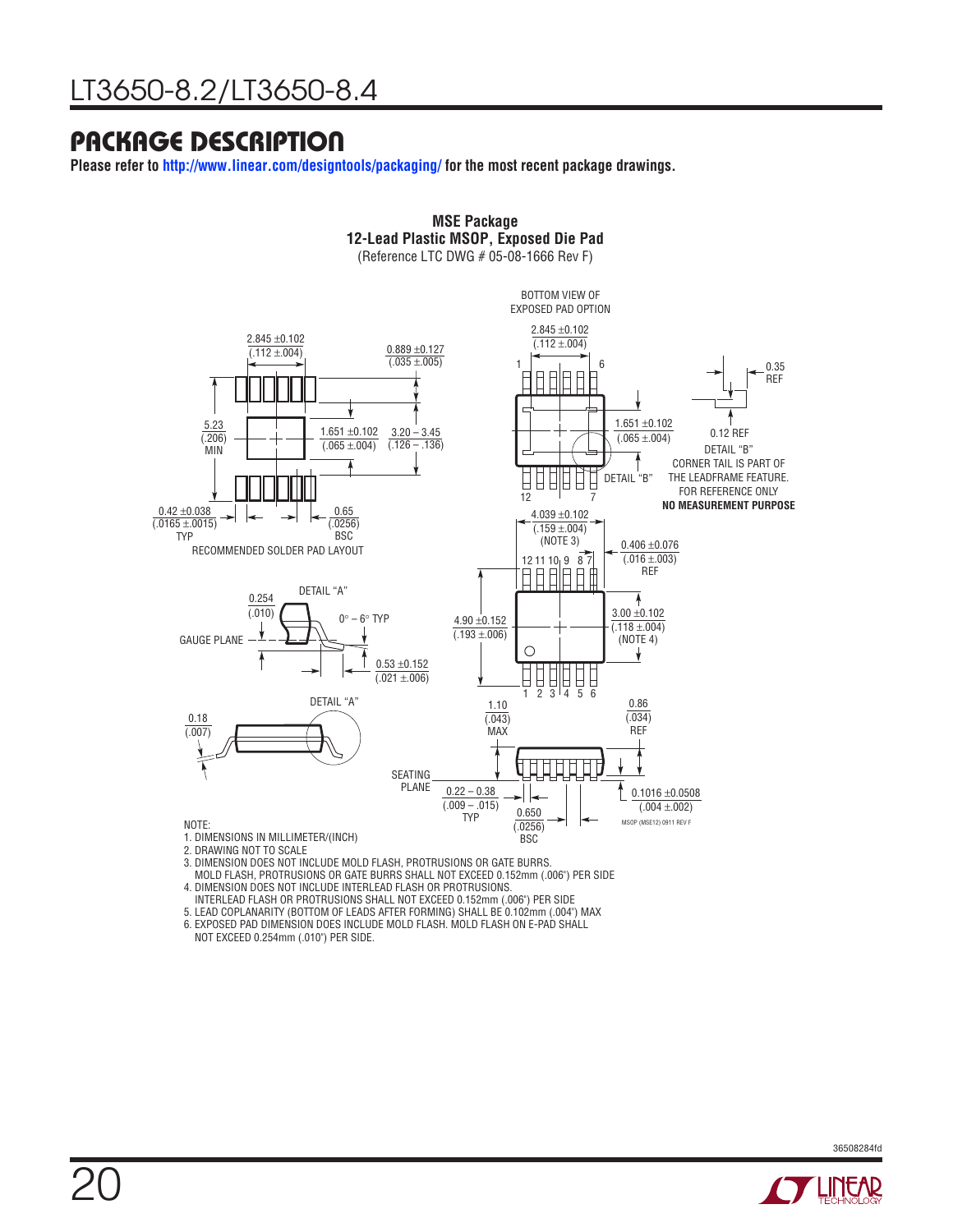# PACKAGE DESCRIPTION

**Please refer to http://www.linear.com/designtools/packaging/ for the most recent package drawings.**

**MSE Package**
**12-Lead Plastic MSOP, Exposed Die Pad**
(Reference LTC DWG # 05-08-1666 Rev F)

BOTTOM VIEW OF EXPOSED PAD OPTION

2.845 ±0.102 (.112 ±.004)

0.889 ±0.127 (.035 ±.005)

5.23 (.206) MIN

1.651 ±0.102 (.065 ±.004)

3.20 – 3.45 (.126 – .136)

0.42 ±0.038 (.0165 ±.0015) TYP

0.65 (.0256) BSC

RECOMMENDED SOLDER PAD LAYOUT

0.35 REF

0.12 REF

DETAIL "B"
CORNER TAIL IS PART OF THE LEADFRAME FEATURE.
FOR REFERENCE ONLY
**NO MEASUREMENT PURPOSE**

4.039 ±0.102 (.159 ±.004) (NOTE 3)

0.406 ±0.076 (.016 ±.003) REF

DETAIL "A"

0.254 (.010)

0° – 6° TYP

GAUGE PLANE

4.90 ±0.152 (.193 ±.006)

3.00 ±0.102 (.118 ±.004) (NOTE 4)

0.53 ±0.152 (.021 ±.006)

DETAIL "A"

0.18 (.007)

1.10 (.043) MAX

0.86 (.034) REF

SEATING PLANE

0.22 – 0.38 (.009 – .015) TYP

0.650 (.0256) BSC

0.1016 ±0.0508 (.004 ±.002)

MSOP (MSE12) 0911 REV F

NOTE:
1. DIMENSIONS IN MILLIMETER/(INCH)
2. DRAWING NOT TO SCALE
3. DIMENSION DOES NOT INCLUDE MOLD FLASH, PROTRUSIONS OR GATE BURRS. MOLD FLASH, PROTRUSIONS OR GATE BURRS SHALL NOT EXCEED 0.152mm (.006") PER SIDE
4. DIMENSION DOES NOT INCLUDE INTERLEAD FLASH OR PROTRUSIONS. INTERLEAD FLASH OR PROTRUSIONS SHALL NOT EXCEED 0.152mm (.006") PER SIDE
5. LEAD COPLANARITY (BOTTOM OF LEADS AFTER FORMING) SHALL BE 0.102mm (.004") MAX
6. EXPOSED PAD DIMENSION DOES INCLUDE MOLD FLASH. MOLD FLASH ON E-PAD SHALL NOT EXCEED 0.254mm (.010") PER SIDE.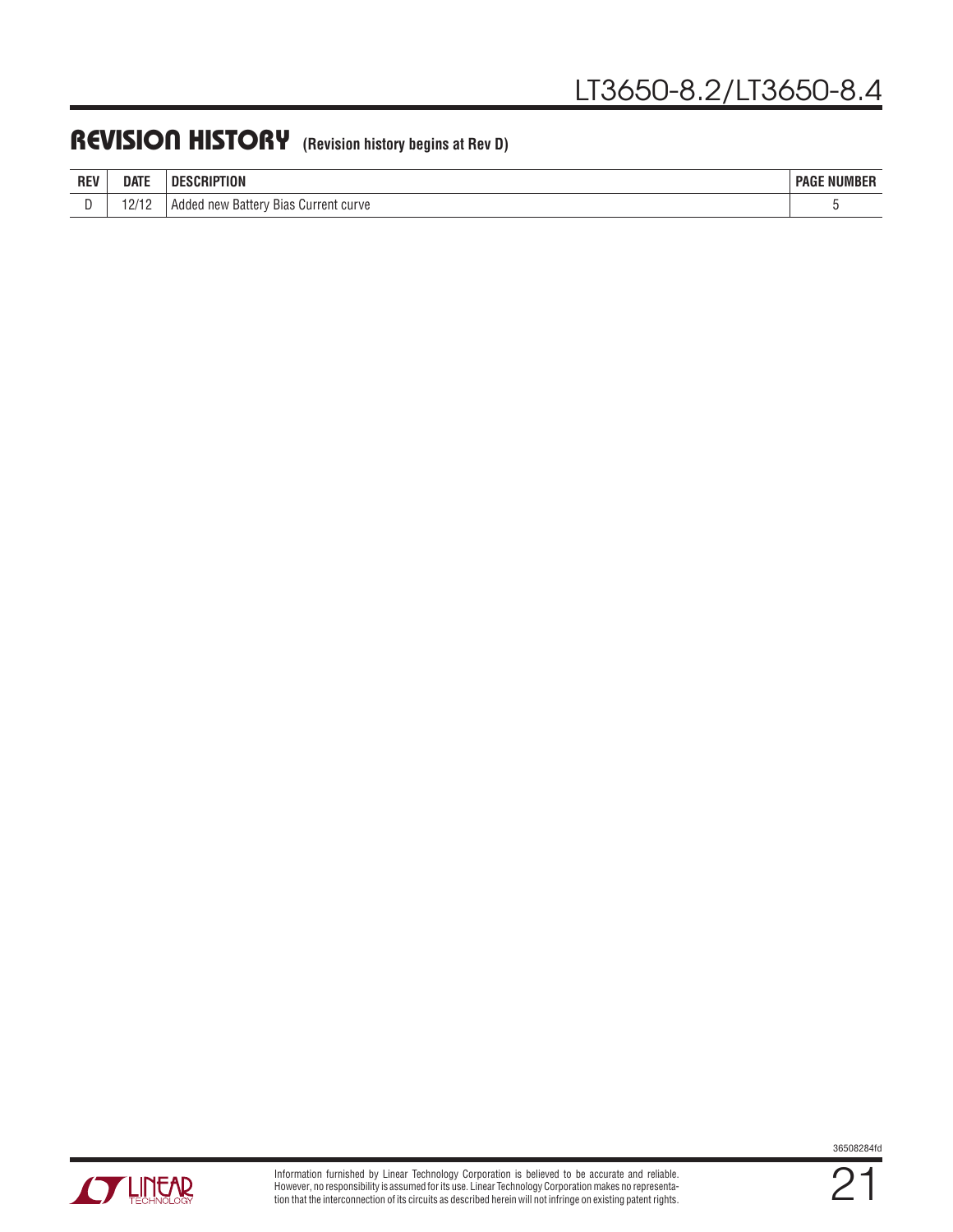## REVISION HISTORY (Revision history begins at Rev D)

| REV | DATE | DESCRIPTION | PAGE NUMBER |
|---|---|---|---|
| D | 12/12 | Added new Battery Bias Current curve | 5 |

Information furnished by Linear Technology Corporation is believed to be accurate and reliable. However, no responsibility is assumed for its use. Linear Technology Corporation makes no representation that the interconnection of its circuits as described herein will not infringe on existing patent rights.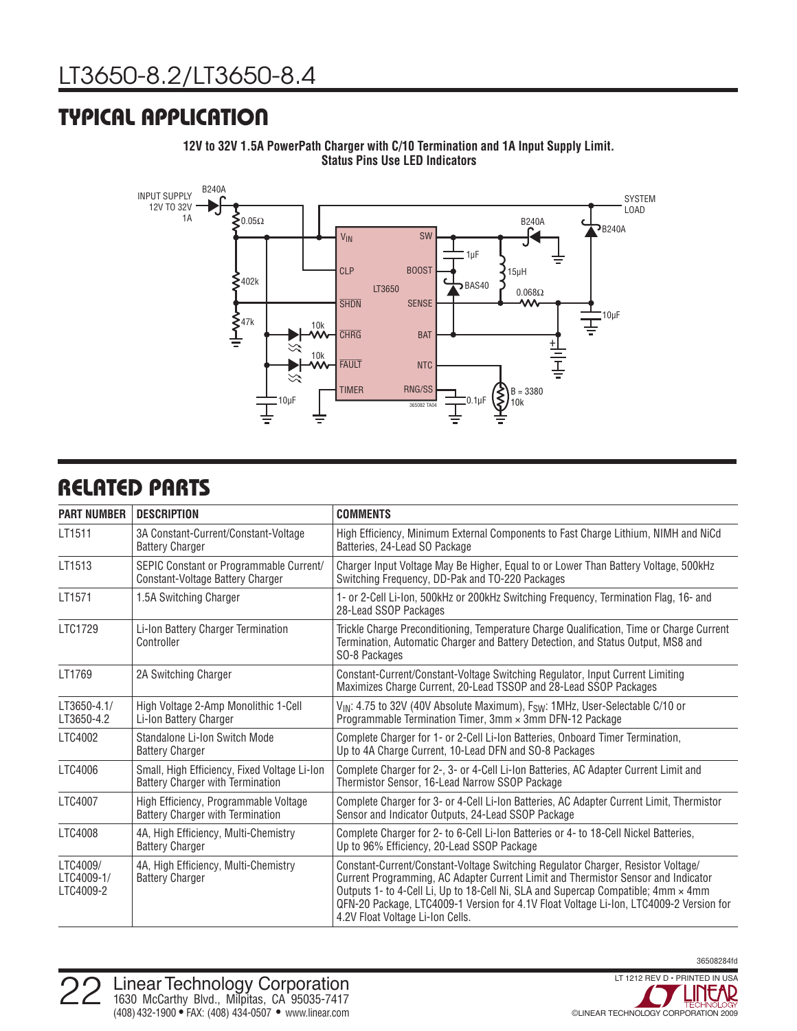## TYPICAL APPLICATION

**12V to 32V 1.5A PowerPath Charger with C/10 Termination and 1A Input Supply Limit. Status Pins Use LED Indicators**

INPUT SUPPLY
12V TO 32V
1A
B240A
0.05Ω
402k
47k
10μF
10k
10k
$V_{IN}$
CLP
$\overline{SHDN}$
$\overline{CHRG}$
$\overline{FAULT}$
TIMER
LT3650
SW
BOOST
SENSE
BAT
NTC
RNG/SS
1μF
BAS40
B240A
15μH
0.068Ω
B240A
SYSTEM
LOAD
10μF
0.1μF
B = 3380
10k
365082 TA04

## RELATED PARTS

| PART NUMBER | DESCRIPTION | COMMENTS |
|---|---|---|
| LT1511 | 3A Constant-Current/Constant-Voltage Battery Charger | High Efficiency, Minimum External Components to Fast Charge Lithium, NIMH and NiCd Batteries, 24-Lead SO Package |
| LT1513 | SEPIC Constant or Programmable Current/ Constant-Voltage Battery Charger | Charger Input Voltage May Be Higher, Equal to or Lower Than Battery Voltage, 500kHz Switching Frequency, DD-Pak and TO-220 Packages |
| LT1571 | 1.5A Switching Charger | 1- or 2-Cell Li-Ion, 500kHz or 200kHz Switching Frequency, Termination Flag, 16- and 28-Lead SSOP Packages |
| LTC1729 | Li-Ion Battery Charger Termination Controller | Trickle Charge Preconditioning, Temperature Charge Qualification, Time or Charge Current Termination, Automatic Charger and Battery Detection, and Status Output, MS8 and SO-8 Packages |
| LT1769 | 2A Switching Charger | Constant-Current/Constant-Voltage Switching Regulator, Input Current Limiting Maximizes Charge Current, 20-Lead TSSOP and 28-Lead SSOP Packages |
| LT3650-4.1/ LT3650-4.2 | High Voltage 2-Amp Monolithic 1-Cell Li-Ion Battery Charger | $V_{IN}$: 4.75 to 32V (40V Absolute Maximum), $F_{SW}$: 1MHz, User-Selectable C/10 or Programmable Termination Timer, 3mm × 3mm DFN-12 Package |
| LTC4002 | Standalone Li-Ion Switch Mode Battery Charger | Complete Charger for 1- or 2-Cell Li-Ion Batteries, Onboard Timer Termination, Up to 4A Charge Current, 10-Lead DFN and SO-8 Packages |
| LTC4006 | Small, High Efficiency, Fixed Voltage Li-Ion Battery Charger with Termination | Complete Charger for 2-, 3- or 4-Cell Li-Ion Batteries, AC Adapter Current Limit and Thermistor Sensor, 16-Lead Narrow SSOP Package |
| LTC4007 | High Efficiency, Programmable Voltage Battery Charger with Termination | Complete Charger for 3- or 4-Cell Li-Ion Batteries, AC Adapter Current Limit, Thermistor Sensor and Indicator Outputs, 24-Lead SSOP Package |
| LTC4008 | 4A, High Efficiency, Multi-Chemistry Battery Charger | Complete Charger for 2- to 6-Cell Li-Ion Batteries or 4- to 18-Cell Nickel Batteries, Up to 96% Efficiency, 20-Lead SSOP Package |
| LTC4009/ LTC4009-1/ LTC4009-2 | 4A, High Efficiency, Multi-Chemistry Battery Charger | Constant-Current/Constant-Voltage Switching Regulator Charger, Resistor Voltage/ Current Programming, AC Adapter Current Limit and Thermistor Sensor and Indicator Outputs 1- to 4-Cell Li, Up to 18-Cell Ni, SLA and Supercap Compatible; 4mm × 4mm QFN-20 Package, LTC4009-1 Version for 4.1V Float Voltage Li-Ion, LTC4009-2 Version for 4.2V Float Voltage Li-Ion Cells. |

Linear Technology Corporation
1630 McCarthy Blvd., Milpitas, CA 95035-7417
(408) 432-1900 • FAX: (408) 434-0507 • www.linear.com

LT 1212 REV D • PRINTED IN USA
©LINEAR TECHNOLOGY CORPORATION 2009